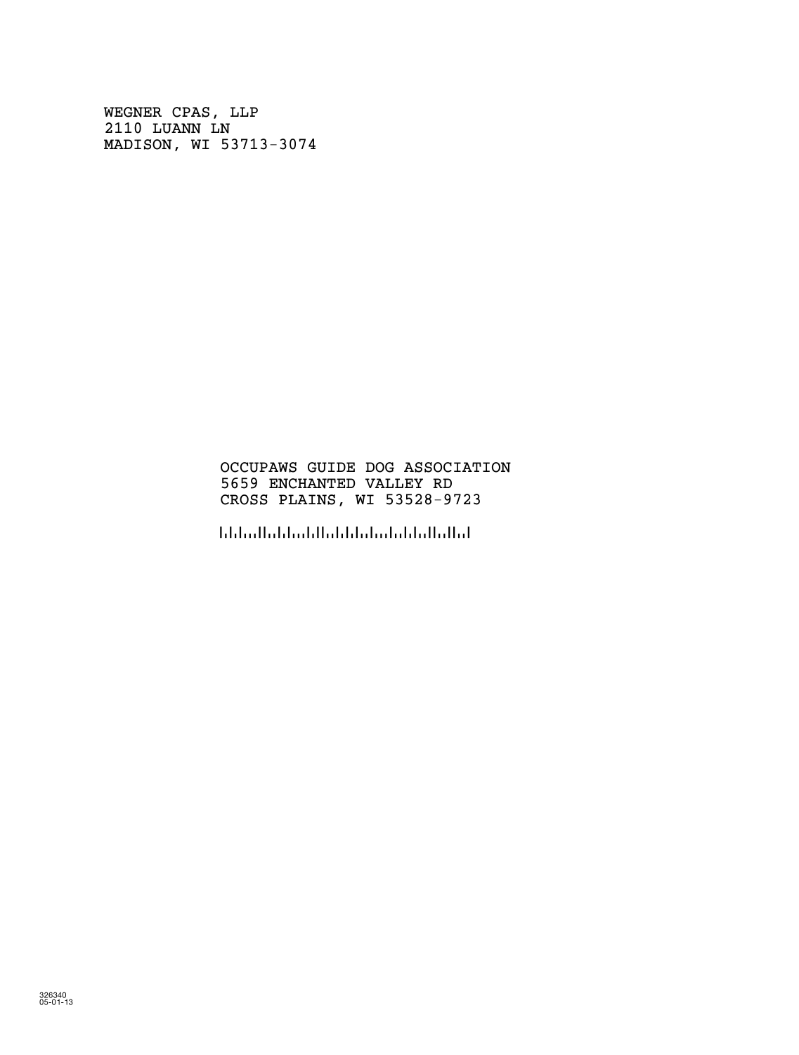WEGNER CPAS, LLP
2110 LUANN LN
MADISON, WI 53713-3074

OCCUPAWS GUIDE DOG ASSOCIATION
5659 ENCHANTED VALLEY RD
CROSS PLAINS, WI 53528-9723

326340
05-01-13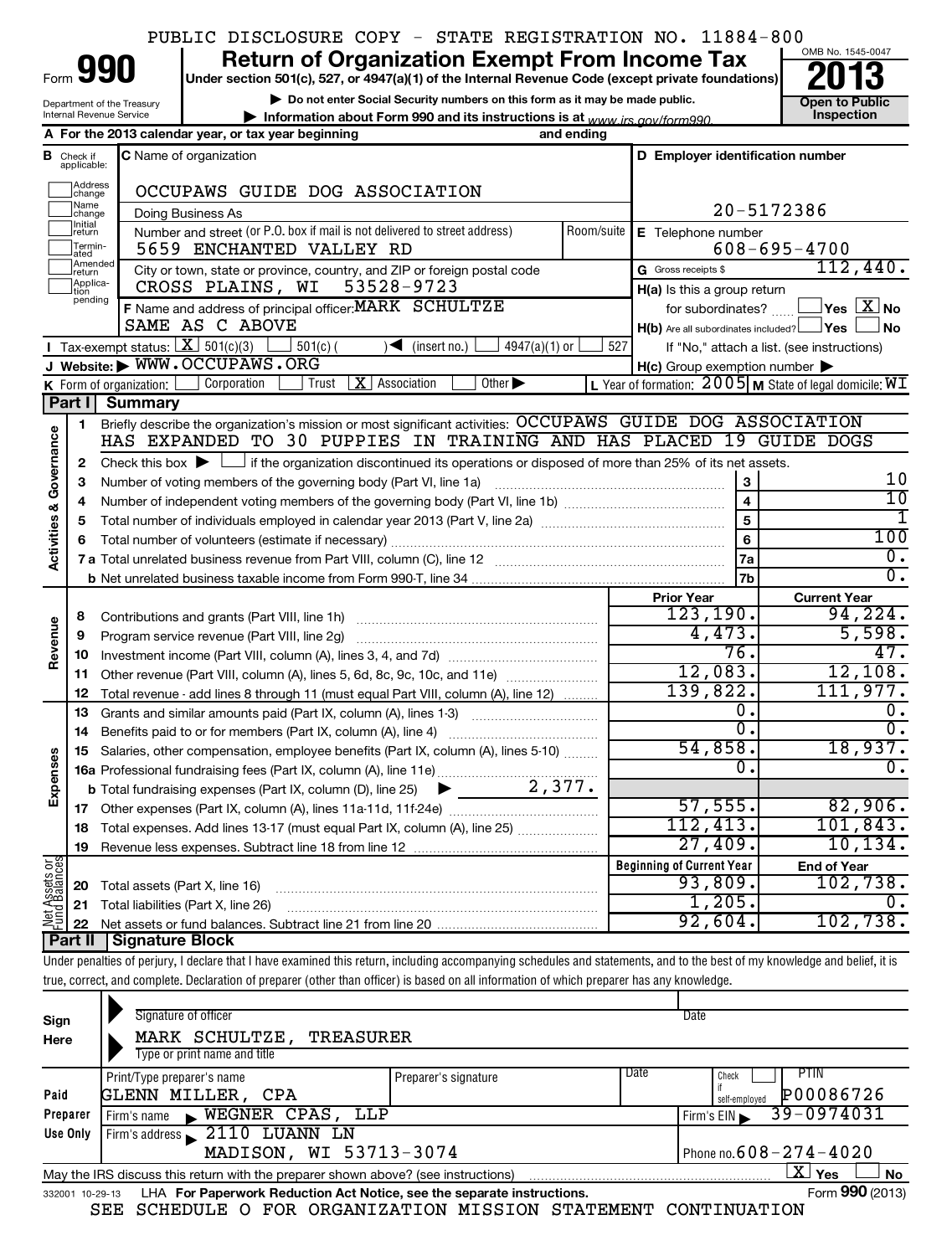PUBLIC DISCLOSURE COPY - STATE REGISTRATION NO. 11884-800

Form **990**

# Return of Organization Exempt From Income Tax

Under section 501(c), 527, or 4947(a)(1) of the Internal Revenue Code (except private foundations)

▶ Do not enter Social Security numbers on this form as it may be made public.

▶ Information about Form 990 and its instructions is at www.irs.gov/form990.

Department of the Treasury
Internal Revenue Service

OMB No. 1545-0047

**2013**

**Open to Public Inspection**

**A** For the 2013 calendar year, or tax year beginning and ending

**B** Check if applicable: Address change, Name change, Initial return, Terminated, Amended return, Application pending

**C** Name of organization: OCCUPAWS GUIDE DOG ASSOCIATION

Doing Business As

Number and street (or P.O. box if mail is not delivered to street address) Room/suite: 5659 ENCHANTED VALLEY RD

City or town, state or province, country, and ZIP or foreign postal code: CROSS PLAINS, WI 53528-9723

**D** Employer identification number: 20-5172386

**E** Telephone number: 608-695-4700

**G** Gross receipts $ 112,440.

**F** Name and address of principal officer: MARK SCHULTZE
SAME AS C ABOVE

**H(a)** Is this a group return for subordinates? ☐ Yes ☒ No

**H(b)** Are all subordinates included? ☐ Yes ☐ No
If "No," attach a list. (see instructions)

**I** Tax-exempt status: ☒ 501(c)(3) ☐ 501(c) ( ) ◀ (insert no.) ☐ 4947(a)(1) or ☐ 527

**J** Website: ▶ WWW.OCCUPAWS.ORG

**H(c)** Group exemption number ▶

**K** Form of organization: ☐ Corporation ☐ Trust ☒ Association ☐ Other ▶

**L** Year of formation: 2005 **M** State of legal domicile: WI

## Part I Summary

**Activities & Governance**

1 Briefly describe the organization's mission or most significant activities: OCCUPAWS GUIDE DOG ASSOCIATION HAS EXPANDED TO 30 PUPPIES IN TRAINING AND HAS PLACED 19 GUIDE DOGS

2 Check this box ▶ ☐ if the organization discontinued its operations or disposed of more than 25% of its net assets.

| | | Line | Value |
|---|---|---|---|
| 3 | Number of voting members of the governing body (Part VI, line 1a) | 3 | 10 |
| 4 | Number of independent voting members of the governing body (Part VI, line 1b) | 4 | 10 |
| 5 | Total number of individuals employed in calendar year 2013 (Part V, line 2a) | 5 | 1 |
| 6 | Total number of volunteers (estimate if necessary) | 6 | 100 |
| 7a | Total unrelated business revenue from Part VIII, column (C), line 12 | 7a | 0. |
| b | Net unrelated business taxable income from Form 990-T, line 34 | 7b | 0. |

| | | | Prior Year | Current Year |
|---|---|---|---|---|
| **Revenue** | 8 | Contributions and grants (Part VIII, line 1h) | 123,190. | 94,224. |
| | 9 | Program service revenue (Part VIII, line 2g) | 4,473. | 5,598. |
| | 10 | Investment income (Part VIII, column (A), lines 3, 4, and 7d) | 76. | 47. |
| | 11 | Other revenue (Part VIII, column (A), lines 5, 6d, 8c, 9c, 10c, and 11e) | 12,083. | 12,108. |
| | 12 | Total revenue - add lines 8 through 11 (must equal Part VIII, column (A), line 12) | 139,822. | 111,977. |
| **Expenses** | 13 | Grants and similar amounts paid (Part IX, column (A), lines 1-3) | 0. | 0. |
| | 14 | Benefits paid to or for members (Part IX, column (A), line 4) | 0. | 0. |
| | 15 | Salaries, other compensation, employee benefits (Part IX, column (A), lines 5-10) | 54,858. | 18,937. |
| | 16a | Professional fundraising fees (Part IX, column (A), line 11e) | 0. | 0. |
| | b | Total fundraising expenses (Part IX, column (D), line 25) ▶ 2,377. | | |
| | 17 | Other expenses (Part IX, column (A), lines 11a-11d, 11f-24e) | 57,555. | 82,906. |
| | 18 | Total expenses. Add lines 13-17 (must equal Part IX, column (A), line 25) | 112,413. | 101,843. |
| | 19 | Revenue less expenses. Subtract line 18 from line 12 | 27,409. | 10,134. |

| | | | Beginning of Current Year | End of Year |
|---|---|---|---|---|
| **Net Assets or Fund Balances** | 20 | Total assets (Part X, line 16) | 93,809. | 102,738. |
| | 21 | Total liabilities (Part X, line 26) | 1,205. | 0. |
| | 22 | Net assets or fund balances. Subtract line 21 from line 20 | 92,604. | 102,738. |

## Part II Signature Block

Under penalties of perjury, I declare that I have examined this return, including accompanying schedules and statements, and to the best of my knowledge and belief, it is true, correct, and complete. Declaration of preparer (other than officer) is based on all information of which preparer has any knowledge.

**Sign Here**

Signature of officer | Date

MARK SCHULTZE, TREASURER
Type or print name and title

**Paid Preparer Use Only**

| Print/Type preparer's name | Preparer's signature | Date | Check if self-employed | PTIN |
|---|---|---|---|---|
| GLENN MILLER, CPA | | | ☐ | P00086726 |

Firm's name ▶ WEGNER CPAS, LLP — Firm's EIN ▶ 39-0974031

Firm's address ▶ 2110 LUANN LN, MADISON, WI 53713-3074 — Phone no. 608-274-4020

May the IRS discuss this return with the preparer shown above? (see instructions) ☒ Yes ☐ No

332001 10-29-13 LHA For Paperwork Reduction Act Notice, see the separate instructions. Form **990** (2013)

SEE SCHEDULE O FOR ORGANIZATION MISSION STATEMENT CONTINUATION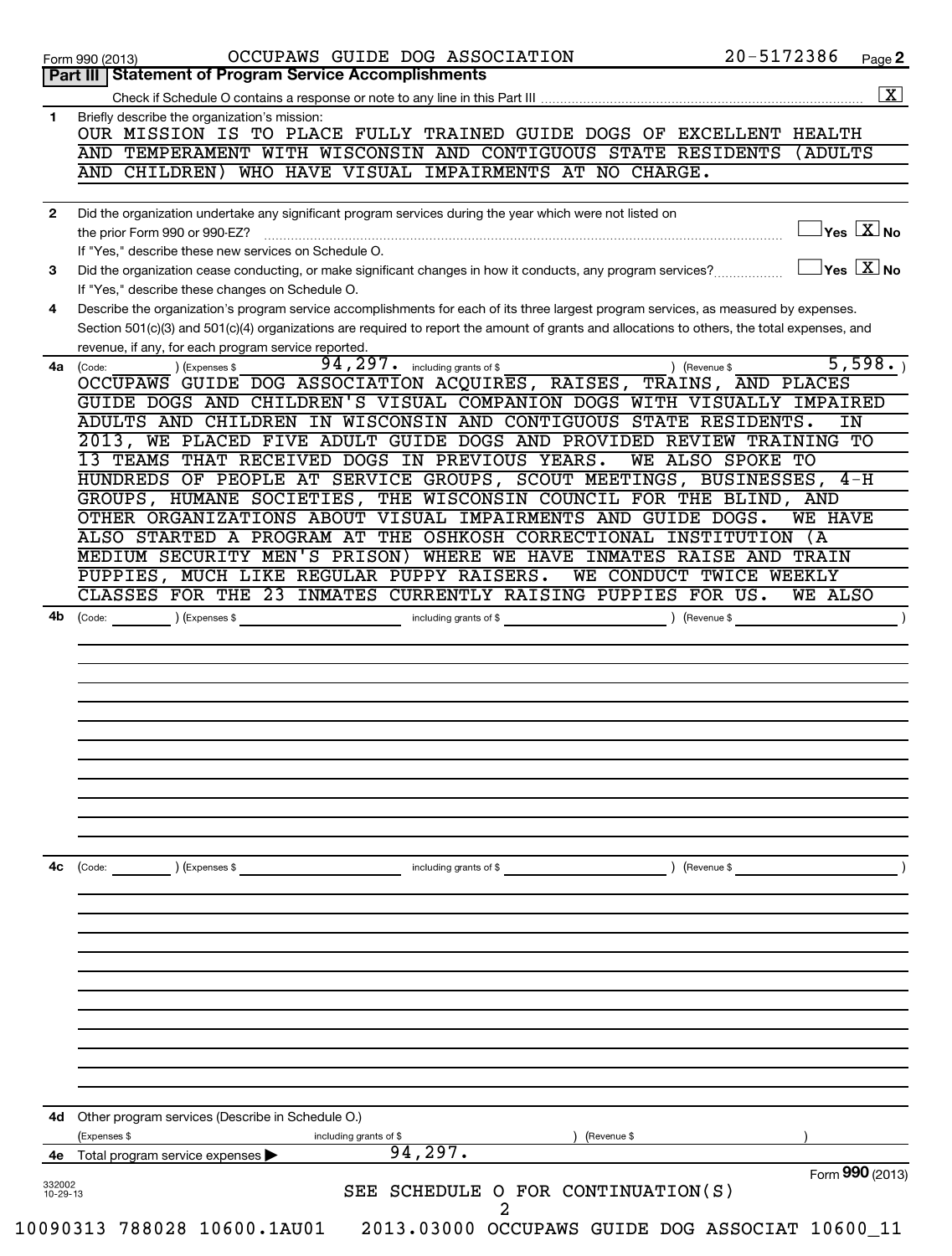Form 990 (2013) OCCUPAWS GUIDE DOG ASSOCIATION 20-5172386 Page **2**

## Part III | Statement of Program Service Accomplishments

Check if Schedule O contains a response or note to any line in this Part III .......... [X]

**1** Briefly describe the organization's mission:

OUR MISSION IS TO PLACE FULLY TRAINED GUIDE DOGS OF EXCELLENT HEALTH AND TEMPERAMENT WITH WISCONSIN AND CONTIGUOUS STATE RESIDENTS (ADULTS AND CHILDREN) WHO HAVE VISUAL IMPAIRMENTS AT NO CHARGE.

**2** Did the organization undertake any significant program services during the year which were not listed on the prior Form 990 or 990-EZ? .......... [ ] Yes [X] No

If "Yes," describe these new services on Schedule O.

**3** Did the organization cease conducting, or make significant changes in how it conducts, any program services? .......... [ ] Yes [X] No

If "Yes," describe these changes on Schedule O.

**4** Describe the organization's program service accomplishments for each of its three largest program services, as measured by expenses. Section 501(c)(3) and 501(c)(4) organizations are required to report the amount of grants and allocations to others, the total expenses, and revenue, if any, for each program service reported.

**4a** (Code: ) (Expenses $ 94,297. including grants of $ ) (Revenue $ 5,598. )

OCCUPAWS GUIDE DOG ASSOCIATION ACQUIRES, RAISES, TRAINS, AND PLACES GUIDE DOGS AND CHILDREN'S VISUAL COMPANION DOGS WITH VISUALLY IMPAIRED ADULTS AND CHILDREN IN WISCONSIN AND CONTIGUOUS STATE RESIDENTS. IN 2013, WE PLACED FIVE ADULT GUIDE DOGS AND PROVIDED REVIEW TRAINING TO 13 TEAMS THAT RECEIVED DOGS IN PREVIOUS YEARS. WE ALSO SPOKE TO HUNDREDS OF PEOPLE AT SERVICE GROUPS, SCOUT MEETINGS, BUSINESSES, 4-H GROUPS, HUMANE SOCIETIES, THE WISCONSIN COUNCIL FOR THE BLIND, AND OTHER ORGANIZATIONS ABOUT VISUAL IMPAIRMENTS AND GUIDE DOGS. WE HAVE ALSO STARTED A PROGRAM AT THE OSHKOSH CORRECTIONAL INSTITUTION (A MEDIUM SECURITY MEN'S PRISON) WHERE WE HAVE INMATES RAISE AND TRAIN PUPPIES, MUCH LIKE REGULAR PUPPY RAISERS. WE CONDUCT TWICE WEEKLY CLASSES FOR THE 23 INMATES CURRENTLY RAISING PUPPIES FOR US. WE ALSO

**4b** (Code: ) (Expenses $ including grants of $ ) (Revenue $ )

**4c** (Code: ) (Expenses $ including grants of $ ) (Revenue $ )

**4d** Other program services (Describe in Schedule O.)

(Expenses $ including grants of $ ) (Revenue $ )

**4e** Total program service expenses ▶ 94,297.

Form **990** (2013)

SEE SCHEDULE O FOR CONTINUATION(S)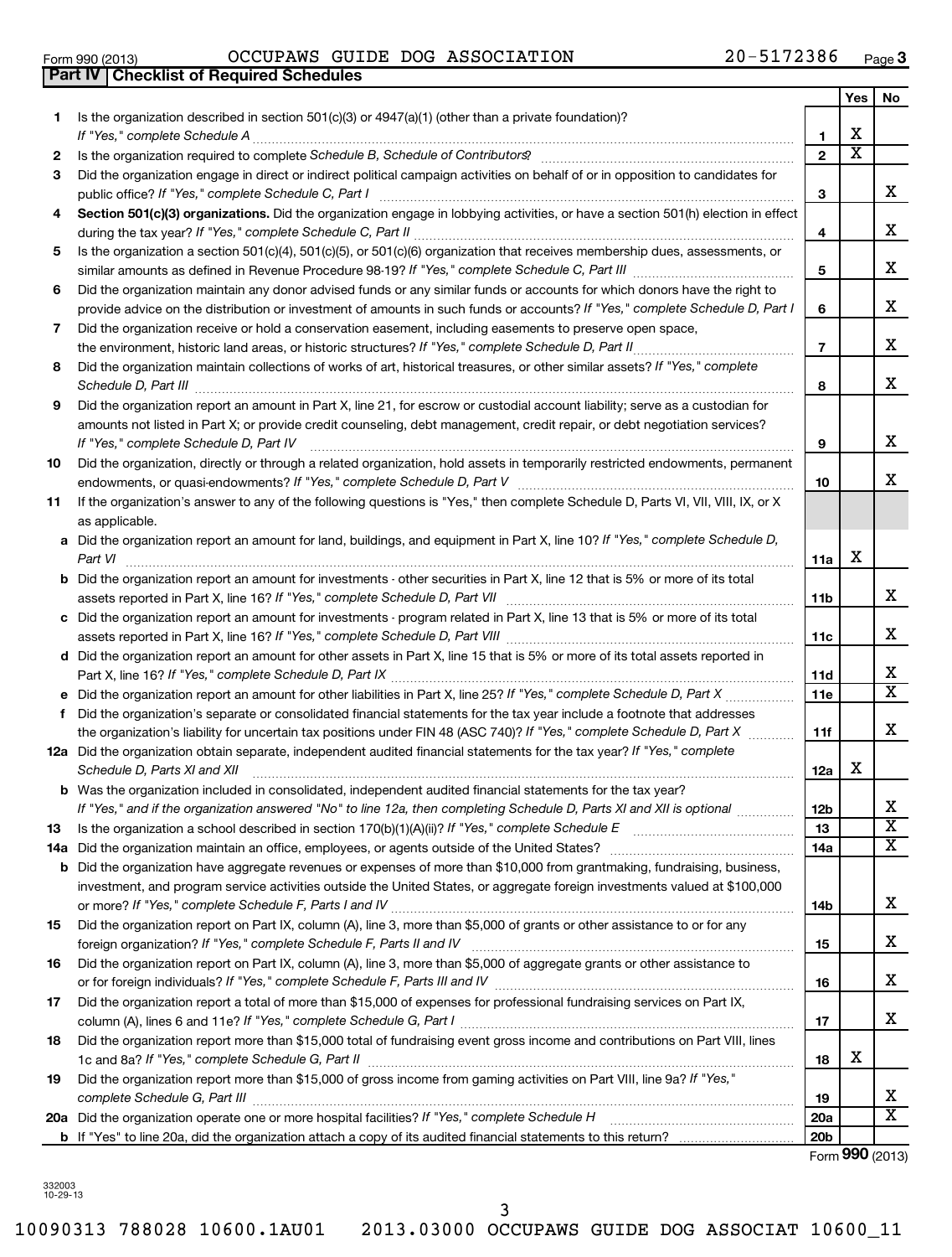Form 990 (2013) OCCUPAWS GUIDE DOG ASSOCIATION 20-5172386 Page 3

**Part IV | Checklist of Required Schedules**

| | | | Yes | No |
|---|---|---|---|---|
| 1 | Is the organization described in section 501(c)(3) or 4947(a)(1) (other than a private foundation)? *If "Yes," complete Schedule A* | 1 | X | |
| 2 | Is the organization required to complete *Schedule B, Schedule of Contributors*? | 2 | X | |
| 3 | Did the organization engage in direct or indirect political campaign activities on behalf of or in opposition to candidates for public office? *If "Yes," complete Schedule C, Part I* | 3 | | X |
| 4 | **Section 501(c)(3) organizations.** Did the organization engage in lobbying activities, or have a section 501(h) election in effect during the tax year? *If "Yes," complete Schedule C, Part II* | 4 | | X |
| 5 | Is the organization a section 501(c)(4), 501(c)(5), or 501(c)(6) organization that receives membership dues, assessments, or similar amounts as defined in Revenue Procedure 98-19? *If "Yes," complete Schedule C, Part III* | 5 | | X |
| 6 | Did the organization maintain any donor advised funds or any similar funds or accounts for which donors have the right to provide advice on the distribution or investment of amounts in such funds or accounts? *If "Yes," complete Schedule D, Part I* | 6 | | X |
| 7 | Did the organization receive or hold a conservation easement, including easements to preserve open space, the environment, historic land areas, or historic structures? *If "Yes," complete Schedule D, Part II* | 7 | | X |
| 8 | Did the organization maintain collections of works of art, historical treasures, or other similar assets? *If "Yes," complete Schedule D, Part III* | 8 | | X |
| 9 | Did the organization report an amount in Part X, line 21, for escrow or custodial account liability; serve as a custodian for amounts not listed in Part X; or provide credit counseling, debt management, credit repair, or debt negotiation services? *If "Yes," complete Schedule D, Part IV* | 9 | | X |
| 10 | Did the organization, directly or through a related organization, hold assets in temporarily restricted endowments, permanent endowments, or quasi-endowments? *If "Yes," complete Schedule D, Part V* | 10 | | X |
| 11 | If the organization's answer to any of the following questions is "Yes," then complete Schedule D, Parts VI, VII, VIII, IX, or X as applicable. | | | |
| a | Did the organization report an amount for land, buildings, and equipment in Part X, line 10? *If "Yes," complete Schedule D, Part VI* | 11a | X | |
| b | Did the organization report an amount for investments - other securities in Part X, line 12 that is 5% or more of its total assets reported in Part X, line 16? *If "Yes," complete Schedule D, Part VII* | 11b | | X |
| c | Did the organization report an amount for investments - program related in Part X, line 13 that is 5% or more of its total assets reported in Part X, line 16? *If "Yes," complete Schedule D, Part VIII* | 11c | | X |
| d | Did the organization report an amount for other assets in Part X, line 15 that is 5% or more of its total assets reported in Part X, line 16? *If "Yes," complete Schedule D, Part IX* | 11d | | X |
| e | Did the organization report an amount for other liabilities in Part X, line 25? *If "Yes," complete Schedule D, Part X* | 11e | | X |
| f | Did the organization's separate or consolidated financial statements for the tax year include a footnote that addresses the organization's liability for uncertain tax positions under FIN 48 (ASC 740)? *If "Yes," complete Schedule D, Part X* | 11f | | X |
| 12a | Did the organization obtain separate, independent audited financial statements for the tax year? *If "Yes," complete Schedule D, Parts XI and XII* | 12a | X | |
| b | Was the organization included in consolidated, independent audited financial statements for the tax year? *If "Yes," and if the organization answered "No" to line 12a, then completing Schedule D, Parts XI and XII is optional* | 12b | | X |
| 13 | Is the organization a school described in section 170(b)(1)(A)(ii)? *If "Yes," complete Schedule E* | 13 | | X |
| 14a | Did the organization maintain an office, employees, or agents outside of the United States? | 14a | | X |
| b | Did the organization have aggregate revenues or expenses of more than $10,000 from grantmaking, fundraising, business, investment, and program service activities outside the United States, or aggregate foreign investments valued at $100,000 or more? *If "Yes," complete Schedule F, Parts I and IV* | 14b | | X |
| 15 | Did the organization report on Part IX, column (A), line 3, more than $5,000 of grants or other assistance to or for any foreign organization? *If "Yes," complete Schedule F, Parts II and IV* | 15 | | X |
| 16 | Did the organization report on Part IX, column (A), line 3, more than $5,000 of aggregate grants or other assistance to or for foreign individuals? *If "Yes," complete Schedule F, Parts III and IV* | 16 | | X |
| 17 | Did the organization report a total of more than $15,000 of expenses for professional fundraising services on Part IX, column (A), lines 6 and 11e? *If "Yes," complete Schedule G, Part I* | 17 | | X |
| 18 | Did the organization report more than $15,000 total of fundraising event gross income and contributions on Part VIII, lines 1c and 8a? *If "Yes," complete Schedule G, Part II* | 18 | X | |
| 19 | Did the organization report more than $15,000 of gross income from gaming activities on Part VIII, line 9a? *If "Yes," complete Schedule G, Part III* | 19 | | X |
| 20a | Did the organization operate one or more hospital facilities? *If "Yes," complete Schedule H* | 20a | | X |
| b | If "Yes" to line 20a, did the organization attach a copy of its audited financial statements to this return? | 20b | | |

Form **990** (2013)

332003 10-29-13

10090313 788028 10600.1AU01 2013.03000 OCCUPAWS GUIDE DOG ASSOCIAT 10600_11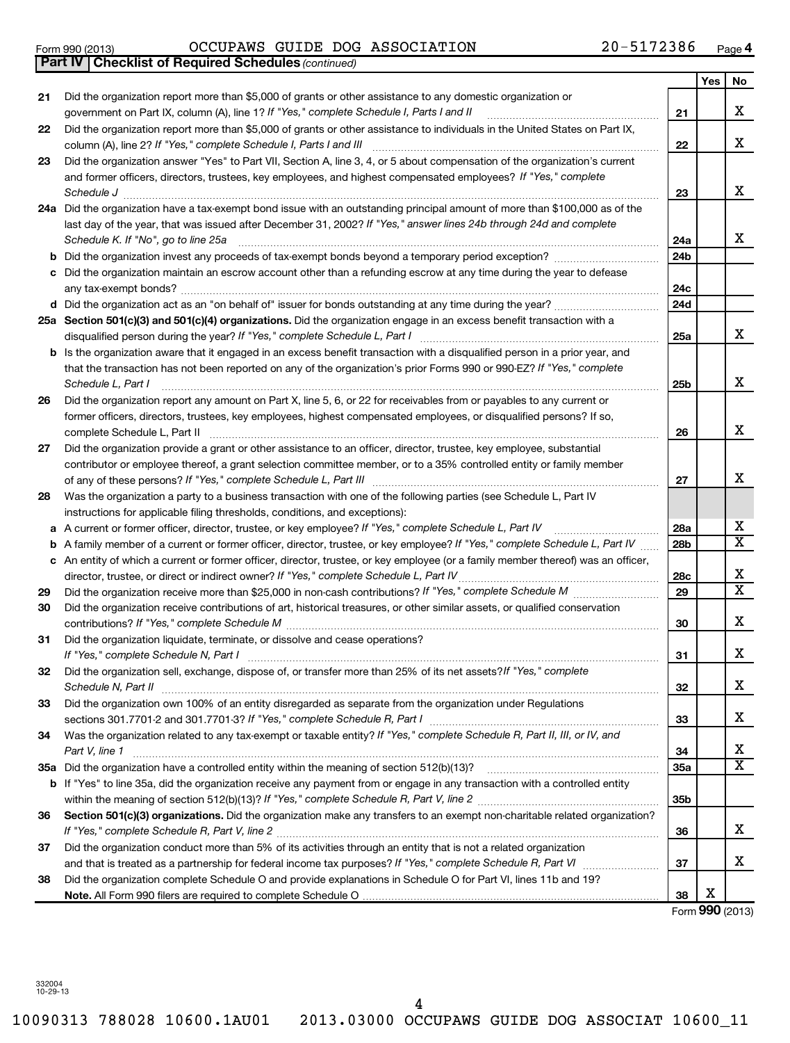Form 990 (2013) OCCUPAWS GUIDE DOG ASSOCIATION 20-5172386 Page 4

**Part IV** **Checklist of Required Schedules** *(continued)*

| | | | Yes | No |
|---|---|---|---|---|
| 21 | Did the organization report more than $5,000 of grants or other assistance to any domestic organization or government on Part IX, column (A), line 1? *If "Yes," complete Schedule I, Parts I and II* | 21 | | X |
| 22 | Did the organization report more than $5,000 of grants or other assistance to individuals in the United States on Part IX, column (A), line 2? *If "Yes," complete Schedule I, Parts I and III* | 22 | | X |
| 23 | Did the organization answer "Yes" to Part VII, Section A, line 3, 4, or 5 about compensation of the organization's current and former officers, directors, trustees, key employees, and highest compensated employees? *If "Yes," complete Schedule J* | 23 | | X |
| 24a | Did the organization have a tax-exempt bond issue with an outstanding principal amount of more than $100,000 as of the last day of the year, that was issued after December 31, 2002? *If "Yes," answer lines 24b through 24d and complete Schedule K. If "No", go to line 25a* | 24a | | X |
| b | Did the organization invest any proceeds of tax-exempt bonds beyond a temporary period exception? | 24b | | |
| c | Did the organization maintain an escrow account other than a refunding escrow at any time during the year to defease any tax-exempt bonds? | 24c | | |
| d | Did the organization act as an "on behalf of" issuer for bonds outstanding at any time during the year? | 24d | | |
| 25a | **Section 501(c)(3) and 501(c)(4) organizations.** Did the organization engage in an excess benefit transaction with a disqualified person during the year? *If "Yes," complete Schedule L, Part I* | 25a | | X |
| b | Is the organization aware that it engaged in an excess benefit transaction with a disqualified person in a prior year, and that the transaction has not been reported on any of the organization's prior Forms 990 or 990-EZ? *If "Yes," complete Schedule L, Part I* | 25b | | X |
| 26 | Did the organization report any amount on Part X, line 5, 6, or 22 for receivables from or payables to any current or former officers, directors, trustees, key employees, highest compensated employees, or disqualified persons? If so, complete Schedule L, Part II | 26 | | X |
| 27 | Did the organization provide a grant or other assistance to an officer, director, trustee, key employee, substantial contributor or employee thereof, a grant selection committee member, or to a 35% controlled entity or family member of any of these persons? *If "Yes," complete Schedule L, Part III* | 27 | | X |
| 28 | Was the organization a party to a business transaction with one of the following parties (see Schedule L, Part IV instructions for applicable filing thresholds, conditions, and exceptions): | | | |
| a | A current or former officer, director, trustee, or key employee? *If "Yes," complete Schedule L, Part IV* | 28a | | X |
| b | A family member of a current or former officer, director, trustee, or key employee? *If "Yes," complete Schedule L, Part IV* | 28b | | X |
| c | An entity of which a current or former officer, director, trustee, or key employee (or a family member thereof) was an officer, director, trustee, or direct or indirect owner? *If "Yes," complete Schedule L, Part IV* | 28c | | X |
| 29 | Did the organization receive more than $25,000 in non-cash contributions? *If "Yes," complete Schedule M* | 29 | | X |
| 30 | Did the organization receive contributions of art, historical treasures, or other similar assets, or qualified conservation contributions? *If "Yes," complete Schedule M* | 30 | | X |
| 31 | Did the organization liquidate, terminate, or dissolve and cease operations? *If "Yes," complete Schedule N, Part I* | 31 | | X |
| 32 | Did the organization sell, exchange, dispose of, or transfer more than 25% of its net assets? *If "Yes," complete Schedule N, Part II* | 32 | | X |
| 33 | Did the organization own 100% of an entity disregarded as separate from the organization under Regulations sections 301.7701-2 and 301.7701-3? *If "Yes," complete Schedule R, Part I* | 33 | | X |
| 34 | Was the organization related to any tax-exempt or taxable entity? *If "Yes," complete Schedule R, Part II, III, or IV, and Part V, line 1* | 34 | | X |
| 35a | Did the organization have a controlled entity within the meaning of section 512(b)(13)? | 35a | | X |
| b | If "Yes" to line 35a, did the organization receive any payment from or engage in any transaction with a controlled entity within the meaning of section 512(b)(13)? *If "Yes," complete Schedule R, Part V, line 2* | 35b | | |
| 36 | **Section 501(c)(3) organizations.** Did the organization make any transfers to an exempt non-charitable related organization? *If "Yes," complete Schedule R, Part V, line 2* | 36 | | X |
| 37 | Did the organization conduct more than 5% of its activities through an entity that is not a related organization and that is treated as a partnership for federal income tax purposes? *If "Yes," complete Schedule R, Part VI* | 37 | | X |
| 38 | Did the organization complete Schedule O and provide explanations in Schedule O for Part VI, lines 11b and 19? **Note.** All Form 990 filers are required to complete Schedule O | 38 | X | |

Form **990** (2013)

332004 10-29-13

10090313 788028 10600.1AU01 2013.03000 OCCUPAWS GUIDE DOG ASSOCIAT 10600_11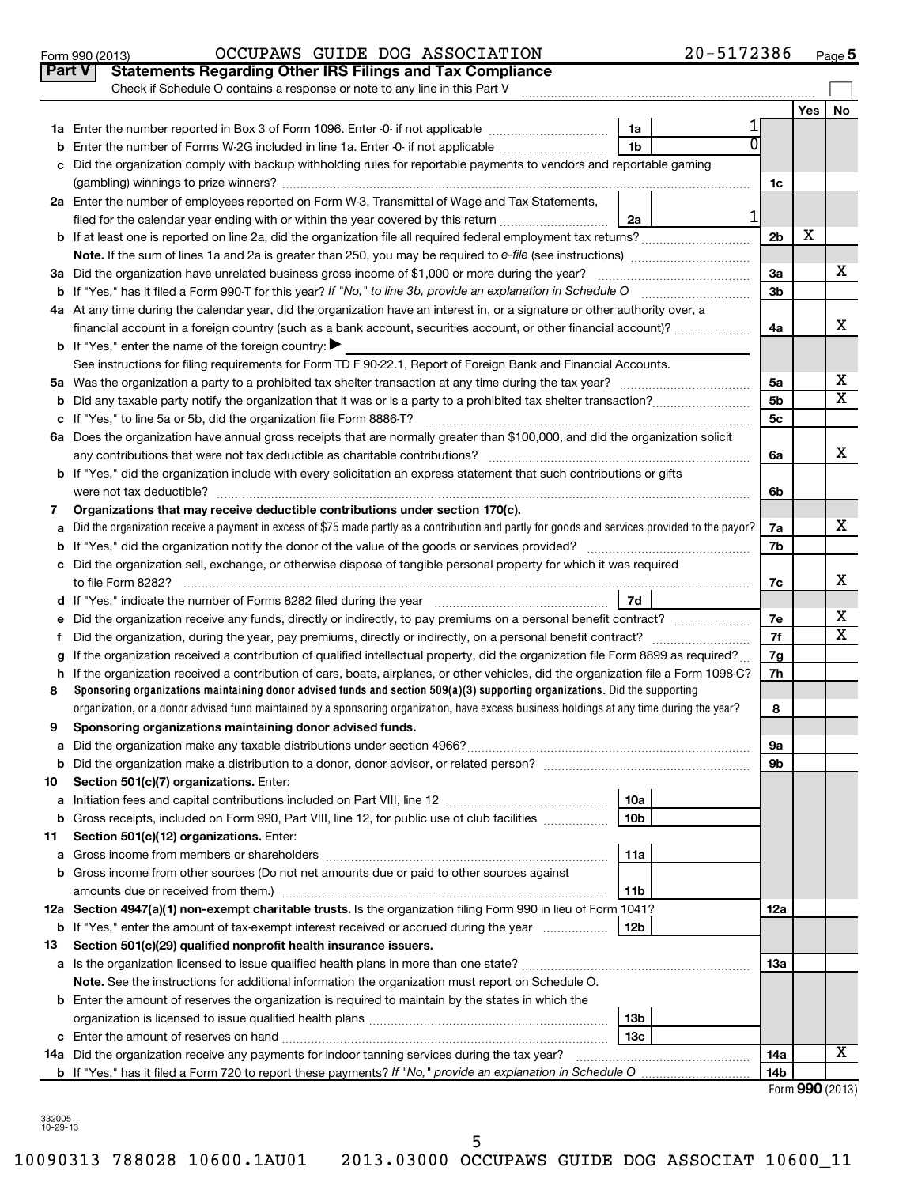Form 990 (2013) OCCUPAWS GUIDE DOG ASSOCIATION 20-5172386 Page 5

## Part V Statements Regarding Other IRS Filings and Tax Compliance

Check if Schedule O contains a response or note to any line in this Part V ☐

| | | | | | Yes | No |
|---|---|---|---|---|---|---|
| **1a** | Enter the number reported in Box 3 of Form 1096. Enter -0- if not applicable | 1a | 1 | | | |
| **b** | Enter the number of Forms W-2G included in line 1a. Enter -0- if not applicable | 1b | 0 | | | |
| **c** | Did the organization comply with backup withholding rules for reportable payments to vendors and reportable gaming (gambling) winnings to prize winners? | | | 1c | | |
| **2a** | Enter the number of employees reported on Form W-3, Transmittal of Wage and Tax Statements, filed for the calendar year ending with or within the year covered by this return | 2a | 1 | | | |
| **b** | If at least one is reported on line 2a, did the organization file all required federal employment tax returns? | | | 2b | X | |
| | **Note.** If the sum of lines 1a and 2a is greater than 250, you may be required to *e-file* (see instructions) | | | | | |
| **3a** | Did the organization have unrelated business gross income of $1,000 or more during the year? | | | 3a | | X |
| **b** | If "Yes," has it filed a Form 990-T for this year? *If "No," to line 3b, provide an explanation in Schedule O* | | | 3b | | |
| **4a** | At any time during the calendar year, did the organization have an interest in, or a signature or other authority over, a financial account in a foreign country (such as a bank account, securities account, or other financial account)? | | | 4a | | X |
| **b** | If "Yes," enter the name of the foreign country: ▶ | | | | | |
| | See instructions for filing requirements for Form TD F 90-22.1, Report of Foreign Bank and Financial Accounts. | | | | | |
| **5a** | Was the organization a party to a prohibited tax shelter transaction at any time during the tax year? | | | 5a | | X |
| **b** | Did any taxable party notify the organization that it was or is a party to a prohibited tax shelter transaction? | | | 5b | | X |
| **c** | If "Yes," to line 5a or 5b, did the organization file Form 8886-T? | | | 5c | | |
| **6a** | Does the organization have annual gross receipts that are normally greater than $100,000, and did the organization solicit any contributions that were not tax deductible as charitable contributions? | | | 6a | | X |
| **b** | If "Yes," did the organization include with every solicitation an express statement that such contributions or gifts were not tax deductible? | | | 6b | | |
| **7** | **Organizations that may receive deductible contributions under section 170(c).** | | | | | |
| **a** | Did the organization receive a payment in excess of $75 made partly as a contribution and partly for goods and services provided to the payor? | | | 7a | | X |
| **b** | If "Yes," did the organization notify the donor of the value of the goods or services provided? | | | 7b | | |
| **c** | Did the organization sell, exchange, or otherwise dispose of tangible personal property for which it was required to file Form 8282? | | | 7c | | X |
| **d** | If "Yes," indicate the number of Forms 8282 filed during the year | 7d | | | | |
| **e** | Did the organization receive any funds, directly or indirectly, to pay premiums on a personal benefit contract? | | | 7e | | X |
| **f** | Did the organization, during the year, pay premiums, directly or indirectly, on a personal benefit contract? | | | 7f | | X |
| **g** | If the organization received a contribution of qualified intellectual property, did the organization file Form 8899 as required? | | | 7g | | |
| **h** | If the organization received a contribution of cars, boats, airplanes, or other vehicles, did the organization file a Form 1098-C? | | | 7h | | |
| **8** | **Sponsoring organizations maintaining donor advised funds and section 509(a)(3) supporting organizations.** Did the supporting organization, or a donor advised fund maintained by a sponsoring organization, have excess business holdings at any time during the year? | | | 8 | | |
| **9** | **Sponsoring organizations maintaining donor advised funds.** | | | | | |
| **a** | Did the organization make any taxable distributions under section 4966? | | | 9a | | |
| **b** | Did the organization make a distribution to a donor, donor advisor, or related person? | | | 9b | | |
| **10** | **Section 501(c)(7) organizations.** Enter: | | | | | |
| **a** | Initiation fees and capital contributions included on Part VIII, line 12 | 10a | | | | |
| **b** | Gross receipts, included on Form 990, Part VIII, line 12, for public use of club facilities | 10b | | | | |
| **11** | **Section 501(c)(12) organizations.** Enter: | | | | | |
| **a** | Gross income from members or shareholders | 11a | | | | |
| **b** | Gross income from other sources (Do not net amounts due or paid to other sources against amounts due or received from them.) | 11b | | | | |
| **12a** | **Section 4947(a)(1) non-exempt charitable trusts.** Is the organization filing Form 990 in lieu of Form 1041? | | | 12a | | |
| **b** | If "Yes," enter the amount of tax-exempt interest received or accrued during the year | 12b | | | | |
| **13** | **Section 501(c)(29) qualified nonprofit health insurance issuers.** | | | | | |
| **a** | Is the organization licensed to issue qualified health plans in more than one state? | | | 13a | | |
| | **Note.** See the instructions for additional information the organization must report on Schedule O. | | | | | |
| **b** | Enter the amount of reserves the organization is required to maintain by the states in which the organization is licensed to issue qualified health plans | 13b | | | | |
| **c** | Enter the amount of reserves on hand | 13c | | | | |
| **14a** | Did the organization receive any payments for indoor tanning services during the tax year? | | | 14a | | X |
| **b** | If "Yes," has it filed a Form 720 to report these payments? *If "No," provide an explanation in Schedule O* | | | 14b | | |

Form **990** (2013)

332005 10-29-13

10090313 788028 10600.1AU01 2013.03000 OCCUPAWS GUIDE DOG ASSOCIAT 10600_11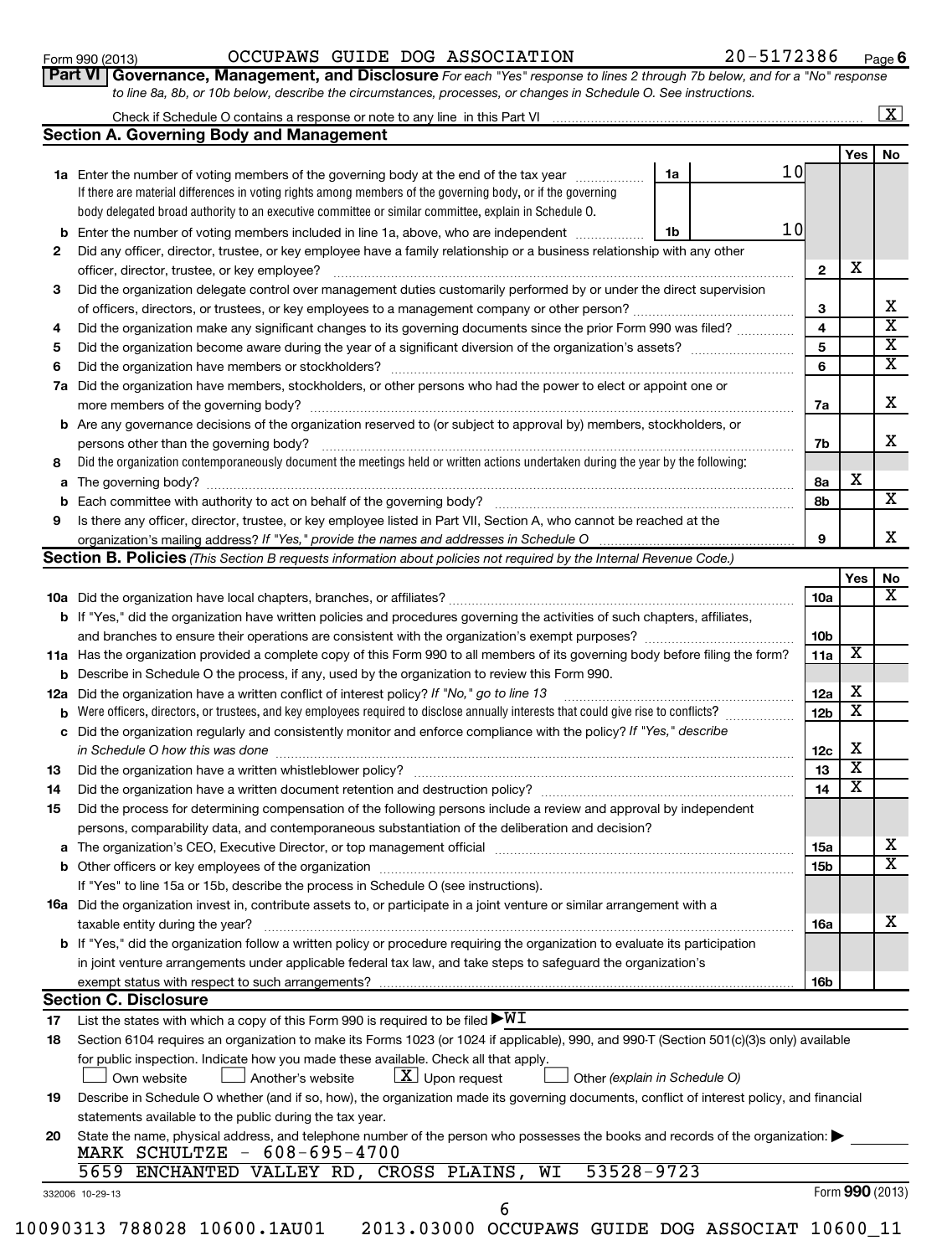Form 990 (2013) OCCUPAWS GUIDE DOG ASSOCIATION 20-5172386 Page 6

**Part VI Governance, Management, and Disclosure** *For each "Yes" response to lines 2 through 7b below, and for a "No" response to line 8a, 8b, or 10b below, describe the circumstances, processes, or changes in Schedule O. See instructions.*

Check if Schedule O contains a response or note to any line in this Part VI [X]

## Section A. Governing Body and Management

| | | | | | Yes | No |
|---|---|---|---|---|---|---|
| **1a** | Enter the number of voting members of the governing body at the end of the tax year. If there are material differences in voting rights among members of the governing body, or if the governing body delegated broad authority to an executive committee or similar committee, explain in Schedule O. | 1a | 10 | | | |
| **b** | Enter the number of voting members included in line 1a, above, who are independent | 1b | 10 | | | |
| **2** | Did any officer, director, trustee, or key employee have a family relationship or a business relationship with any other officer, director, trustee, or key employee? | | | 2 | X | |
| **3** | Did the organization delegate control over management duties customarily performed by or under the direct supervision of officers, directors, or trustees, or key employees to a management company or other person? | | | 3 | | X |
| **4** | Did the organization make any significant changes to its governing documents since the prior Form 990 was filed? | | | 4 | | X |
| **5** | Did the organization become aware during the year of a significant diversion of the organization's assets? | | | 5 | | X |
| **6** | Did the organization have members or stockholders? | | | 6 | | X |
| **7a** | Did the organization have members, stockholders, or other persons who had the power to elect or appoint one or more members of the governing body? | | | 7a | | X |
| **b** | Are any governance decisions of the organization reserved to (or subject to approval by) members, stockholders, or persons other than the governing body? | | | 7b | | X |
| **8** | Did the organization contemporaneously document the meetings held or written actions undertaken during the year by the following: | | | | | |
| **a** | The governing body? | | | 8a | X | |
| **b** | Each committee with authority to act on behalf of the governing body? | | | 8b | | X |
| **9** | Is there any officer, director, trustee, or key employee listed in Part VII, Section A, who cannot be reached at the organization's mailing address? *If "Yes," provide the names and addresses in Schedule O* | | | 9 | | X |

## Section B. Policies *(This Section B requests information about policies not required by the Internal Revenue Code.)*

| | | | Yes | No |
|---|---|---|---|---|
| **10a** | Did the organization have local chapters, branches, or affiliates? | 10a | | X |
| **b** | If "Yes," did the organization have written policies and procedures governing the activities of such chapters, affiliates, and branches to ensure their operations are consistent with the organization's exempt purposes? | 10b | | |
| **11a** | Has the organization provided a complete copy of this Form 990 to all members of its governing body before filing the form? | 11a | X | |
| **b** | Describe in Schedule O the process, if any, used by the organization to review this Form 990. | | | |
| **12a** | Did the organization have a written conflict of interest policy? *If "No," go to line 13* | 12a | X | |
| **b** | Were officers, directors, or trustees, and key employees required to disclose annually interests that could give rise to conflicts? | 12b | X | |
| **c** | Did the organization regularly and consistently monitor and enforce compliance with the policy? *If "Yes," describe in Schedule O how this was done* | 12c | X | |
| **13** | Did the organization have a written whistleblower policy? | 13 | X | |
| **14** | Did the organization have a written document retention and destruction policy? | 14 | X | |
| **15** | Did the process for determining compensation of the following persons include a review and approval by independent persons, comparability data, and contemporaneous substantiation of the deliberation and decision? | | | |
| **a** | The organization's CEO, Executive Director, or top management official | 15a | | X |
| **b** | Other officers or key employees of the organization | 15b | | X |
| | If "Yes" to line 15a or 15b, describe the process in Schedule O (see instructions). | | | |
| **16a** | Did the organization invest in, contribute assets to, or participate in a joint venture or similar arrangement with a taxable entity during the year? | 16a | | X |
| **b** | If "Yes," did the organization follow a written policy or procedure requiring the organization to evaluate its participation in joint venture arrangements under applicable federal tax law, and take steps to safeguard the organization's exempt status with respect to such arrangements? | 16b | | |

## Section C. Disclosure

**17** List the states with which a copy of this Form 990 is required to be filed ▶ WI

**18** Section 6104 requires an organization to make its Forms 1023 (or 1024 if applicable), 990, and 990-T (Section 501(c)(3)s only) available for public inspection. Indicate how you made these available. Check all that apply.

[ ] Own website [ ] Another's website [X] Upon request [ ] Other *(explain in Schedule O)*

**19** Describe in Schedule O whether (and if so, how), the organization made its governing documents, conflict of interest policy, and financial statements available to the public during the tax year.

**20** State the name, physical address, and telephone number of the person who possesses the books and records of the organization: ▶

MARK SCHULTZE - 608-695-4700
5659 ENCHANTED VALLEY RD, CROSS PLAINS, WI 53528-9723

332006 10-29-13 Form **990** (2013)

10090313 788028 10600.1AU01 2013.03000 OCCUPAWS GUIDE DOG ASSOCIAT 10600_11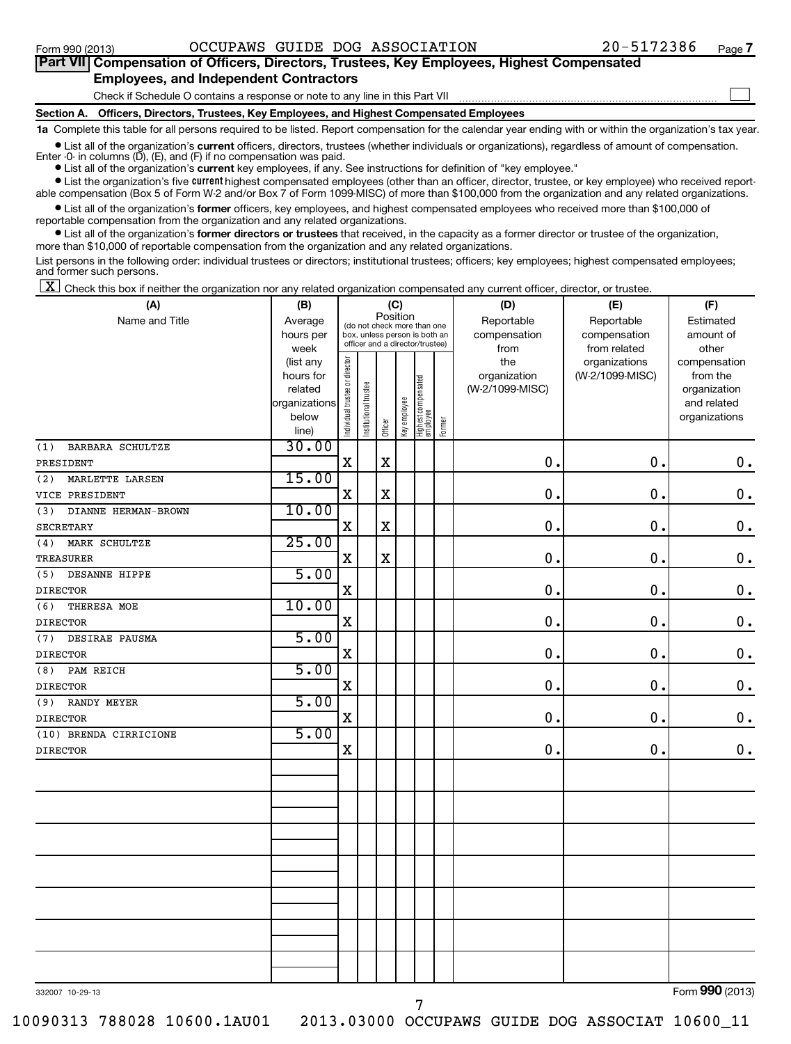Form 990 (2013) OCCUPAWS GUIDE DOG ASSOCIATION 20-5172386 Page **7**

## Part VII Compensation of Officers, Directors, Trustees, Key Employees, Highest Compensated Employees, and Independent Contractors

Check if Schedule O contains a response or note to any line in this Part VII ☐

### Section A. Officers, Directors, Trustees, Key Employees, and Highest Compensated Employees

**1a** Complete this table for all persons required to be listed. Report compensation for the calendar year ending with or within the organization's tax year.

- List all of the organization's **current** officers, directors, trustees (whether individuals or organizations), regardless of amount of compensation. Enter -0- in columns (D), (E), and (F) if no compensation was paid.
- List all of the organization's **current** key employees, if any. See instructions for definition of "key employee."
- List the organization's five **current** highest compensated employees (other than an officer, director, trustee, or key employee) who received reportable compensation (Box 5 of Form W-2 and/or Box 7 of Form 1099-MISC) of more than $100,000 from the organization and any related organizations.
- List all of the organization's **former** officers, key employees, and highest compensated employees who received more than $100,000 of reportable compensation from the organization and any related organizations.
- List all of the organization's **former directors or trustees** that received, in the capacity as a former director or trustee of the organization, more than $10,000 of reportable compensation from the organization and any related organizations.

List persons in the following order: individual trustees or directors; institutional trustees; officers; key employees; highest compensated employees; and former such persons.

☒ Check this box if neither the organization nor any related organization compensated any current officer, director, or trustee.

| (A) Name and Title | (B) Average hours per week (list any hours for related organizations below line) | (C) Position: Individual trustee or director | Institutional trustee | Officer | Key employee | Highest compensated employee | Former | (D) Reportable compensation from the organization (W-2/1099-MISC) | (E) Reportable compensation from related organizations (W-2/1099-MISC) | (F) Estimated amount of other compensation from the organization and related organizations |
|---|---|---|---|---|---|---|---|---|---|---|
| (1) BARBARA SCHULTZE<br>PRESIDENT | 30.00 | X | | X | | | | 0. | 0. | 0. |
| (2) MARLETTE LARSEN<br>VICE PRESIDENT | 15.00 | X | | X | | | | 0. | 0. | 0. |
| (3) DIANNE HERMAN-BROWN<br>SECRETARY | 10.00 | X | | X | | | | 0. | 0. | 0. |
| (4) MARK SCHULTZE<br>TREASURER | 25.00 | X | | X | | | | 0. | 0. | 0. |
| (5) DESANNE HIPPE<br>DIRECTOR | 5.00 | X | | | | | | 0. | 0. | 0. |
| (6) THERESA MOE<br>DIRECTOR | 10.00 | X | | | | | | 0. | 0. | 0. |
| (7) DESIRAE PAUSMA<br>DIRECTOR | 5.00 | X | | | | | | 0. | 0. | 0. |
| (8) PAM REICH<br>DIRECTOR | 5.00 | X | | | | | | 0. | 0. | 0. |
| (9) RANDY MEYER<br>DIRECTOR | 5.00 | X | | | | | | 0. | 0. | 0. |
| (10) BRENDA CIRRICIONE<br>DIRECTOR | 5.00 | X | | | | | | 0. | 0. | 0. |

332007 10-29-13 Form **990** (2013)

10090313 788028 10600.1AU01 2013.03000 OCCUPAWS GUIDE DOG ASSOCIAT 10600_11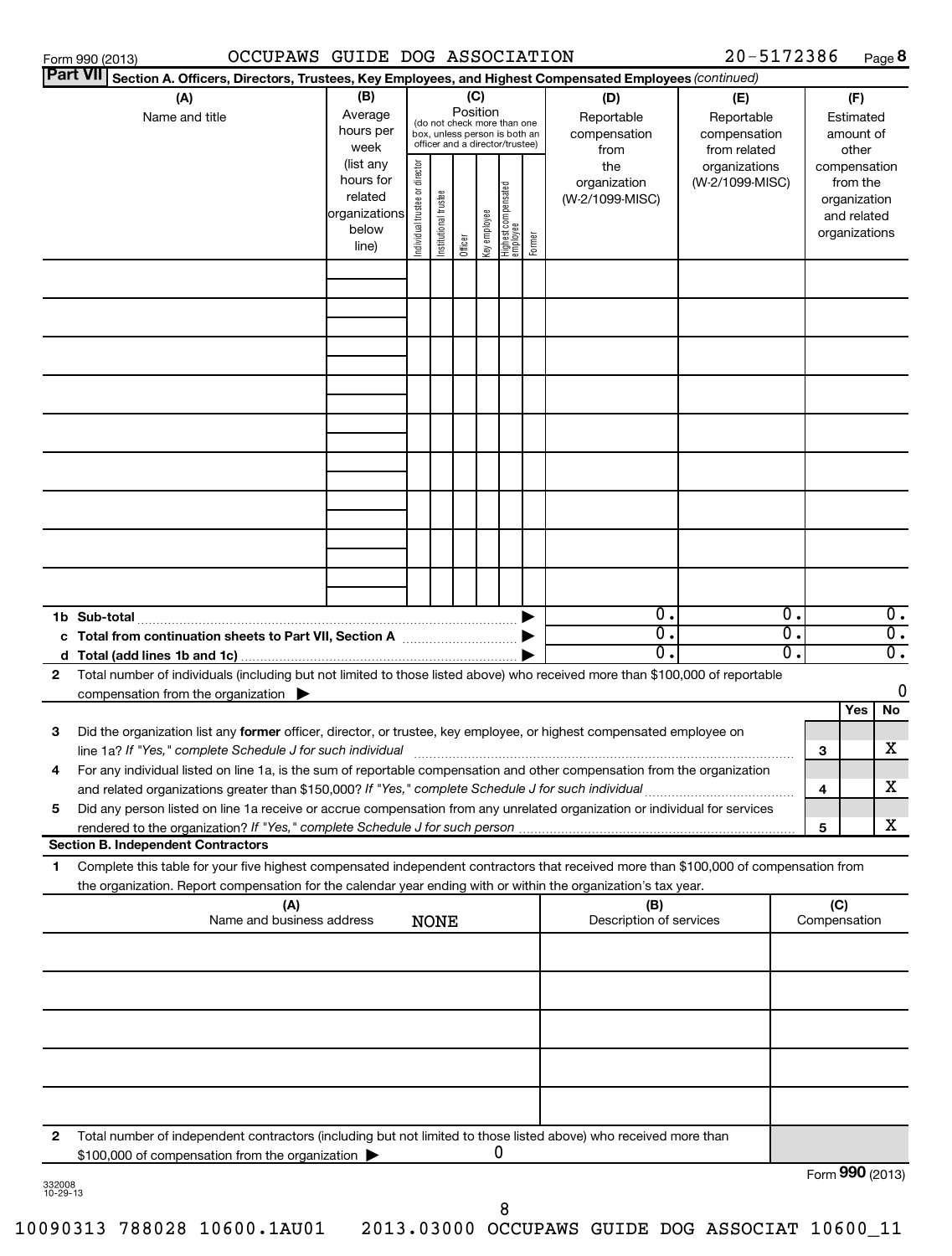Form 990 (2013) OCCUPAWS GUIDE DOG ASSOCIATION 20-5172386 Page 8

**Part VII** **Section A. Officers, Directors, Trustees, Key Employees, and Highest Compensated Employees** *(continued)*

| (A) Name and title | (B) Average hours per week (list any hours for related organizations below line) | (C) Position (do not check more than one box, unless person is both an officer and a director/trustee): Individual trustee or director | Institutional trustee | Officer | Key employee | Highest compensated employee | Former | (D) Reportable compensation from the organization (W-2/1099-MISC) | (E) Reportable compensation from related organizations (W-2/1099-MISC) | (F) Estimated amount of other compensation from the organization and related organizations |
|---|---|---|---|---|---|---|---|---|---|---|
| | | | | | | | | | | |
| | | | | | | | | | | |
| | | | | | | | | | | |
| | | | | | | | | | | |
| | | | | | | | | | | |
| | | | | | | | | | | |
| | | | | | | | | | | |
| | | | | | | | | | | |
| | | | | | | | | | | |
| **1b Sub-total** | | | | | | | | 0. | 0. | 0. |
| **c Total from continuation sheets to Part VII, Section A** | | | | | | | | 0. | 0. | 0. |
| **d Total (add lines 1b and 1c)** | | | | | | | | 0. | 0. | 0. |

**2** Total number of individuals (including but not limited to those listed above) who received more than $100,000 of reportable compensation from the organization ▶ 0

| | | | Yes | No |
|---|---|---|---|---|
| **3** | Did the organization list any **former** officer, director, or trustee, key employee, or highest compensated employee on line 1a? *If "Yes," complete Schedule J for such individual* | 3 | | X |
| **4** | For any individual listed on line 1a, is the sum of reportable compensation and other compensation from the organization and related organizations greater than $150,000? *If "Yes," complete Schedule J for such individual* | 4 | | X |
| **5** | Did any person listed on line 1a receive or accrue compensation from any unrelated organization or individual for services rendered to the organization? *If "Yes," complete Schedule J for such person* | 5 | | X |

**Section B. Independent Contractors**

**1** Complete this table for your five highest compensated independent contractors that received more than $100,000 of compensation from the organization. Report compensation for the calendar year ending with or within the organization's tax year.

| (A) Name and business address NONE | (B) Description of services | (C) Compensation |
|---|---|---|
| | | |
| | | |
| | | |
| | | |
| | | |

**2** Total number of independent contractors (including but not limited to those listed above) who received more than $100,000 of compensation from the organization ▶ 0

Form **990** (2013)

332008 10-29-13

10090313 788028 10600.1AU01 2013.03000 OCCUPAWS GUIDE DOG ASSOCIAT 10600_11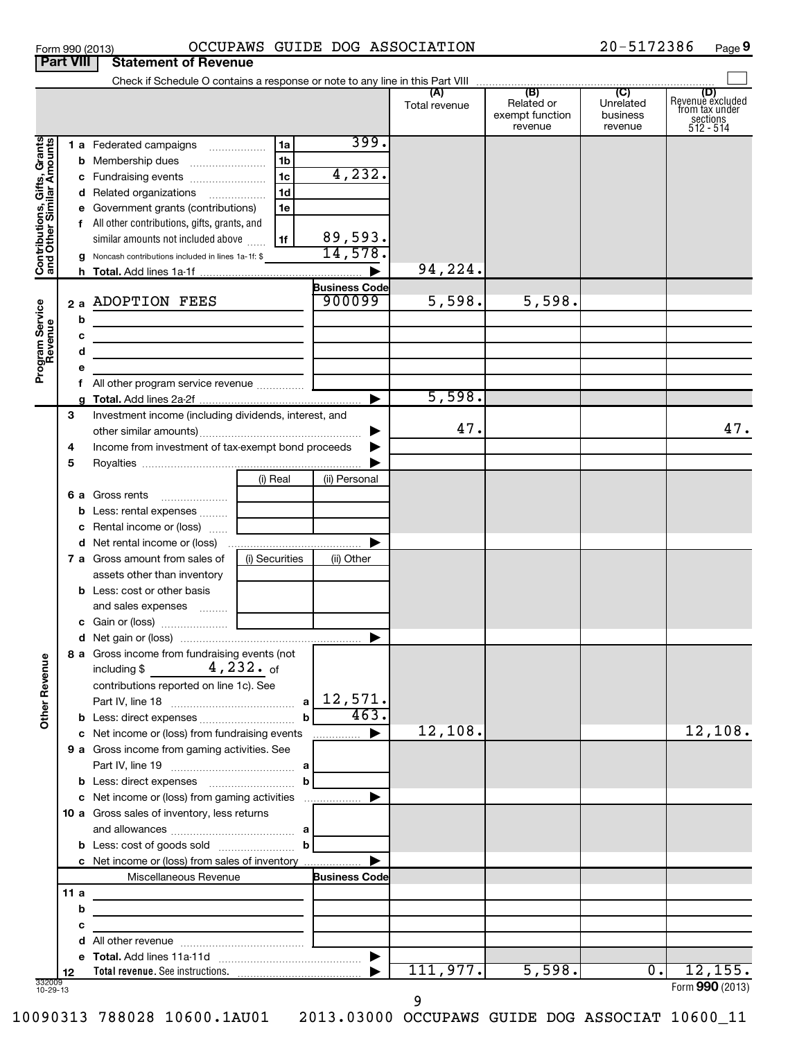Form 990 (2013) OCCUPAWS GUIDE DOG ASSOCIATION 20-5172386 Page 9

**Part VIII** **Statement of Revenue**

Check if Schedule O contains a response or note to any line in this Part VIII ☐

| | | | | (A) Total revenue | (B) Related or exempt function revenue | (C) Unrelated business revenue | (D) Revenue excluded from tax under sections 512 - 514 |
|---|---|---|---|---|---|---|---|
| **Contributions, Gifts, Grants and Other Similar Amounts** | 1 a Federated campaigns | 1a | 399. | | | | |
| | b Membership dues | 1b | | | | | |
| | c Fundraising events | 1c | 4,232. | | | | |
| | d Related organizations | 1d | | | | | |
| | e Government grants (contributions) | 1e | | | | | |
| | f All other contributions, gifts, grants, and similar amounts not included above | 1f | 89,593. | | | | |
| | g Noncash contributions included in lines 1a-1f: $ | | 14,578. | | | | |
| | h **Total.** Add lines 1a-1f | | ▶ | 94,224. | | | |
| **Program Service Revenue** | | | Business Code | | | | |
| | 2 a ADOPTION FEES | | 900099 | 5,598. | 5,598. | | |
| | b | | | | | | |
| | c | | | | | | |
| | d | | | | | | |
| | e | | | | | | |
| | f All other program service revenue | | | | | | |
| | g **Total.** Add lines 2a-2f | | ▶ | 5,598. | | | |
| **Other Revenue** | 3 Investment income (including dividends, interest, and other similar amounts) | | ▶ | 47. | | | 47. |
| | 4 Income from investment of tax-exempt bond proceeds | | ▶ | | | | |
| | 5 Royalties | | ▶ | | | | |
| | | (i) Real | (ii) Personal | | | | |
| | 6 a Gross rents | | | | | | |
| | b Less: rental expenses | | | | | | |
| | c Rental income or (loss) | | | | | | |
| | d Net rental income or (loss) | | ▶ | | | | |
| | 7 a Gross amount from sales of assets other than inventory | (i) Securities | (ii) Other | | | | |
| | b Less: cost or other basis and sales expenses | | | | | | |
| | c Gain or (loss) | | | | | | |
| | d Net gain or (loss) | | ▶ | | | | |
| | 8 a Gross income from fundraising events (not including $ 4,232. of contributions reported on line 1c). See Part IV, line 18 | a | 12,571. | | | | |
| | b Less: direct expenses | b | 463. | | | | |
| | c Net income or (loss) from fundraising events | | ▶ | 12,108. | | | 12,108. |
| | 9 a Gross income from gaming activities. See Part IV, line 19 | a | | | | | |
| | b Less: direct expenses | b | | | | | |
| | c Net income or (loss) from gaming activities | | ▶ | | | | |
| | 10 a Gross sales of inventory, less returns and allowances | a | | | | | |
| | b Less: cost of goods sold | b | | | | | |
| | c Net income or (loss) from sales of inventory | | ▶ | | | | |
| | Miscellaneous Revenue | | Business Code | | | | |
| | 11 a | | | | | | |
| | b | | | | | | |
| | c | | | | | | |
| | d All other revenue | | | | | | |
| | e **Total.** Add lines 11a-11d | | ▶ | | | | |
| | 12 **Total revenue.** See instructions. | | ▶ | 111,977. | 5,598. | 0. | 12,155. |

332009 10-29-13

Form **990** (2013)

10090313 788028 10600.1AU01 2013.03000 OCCUPAWS GUIDE DOG ASSOCIAT 10600_11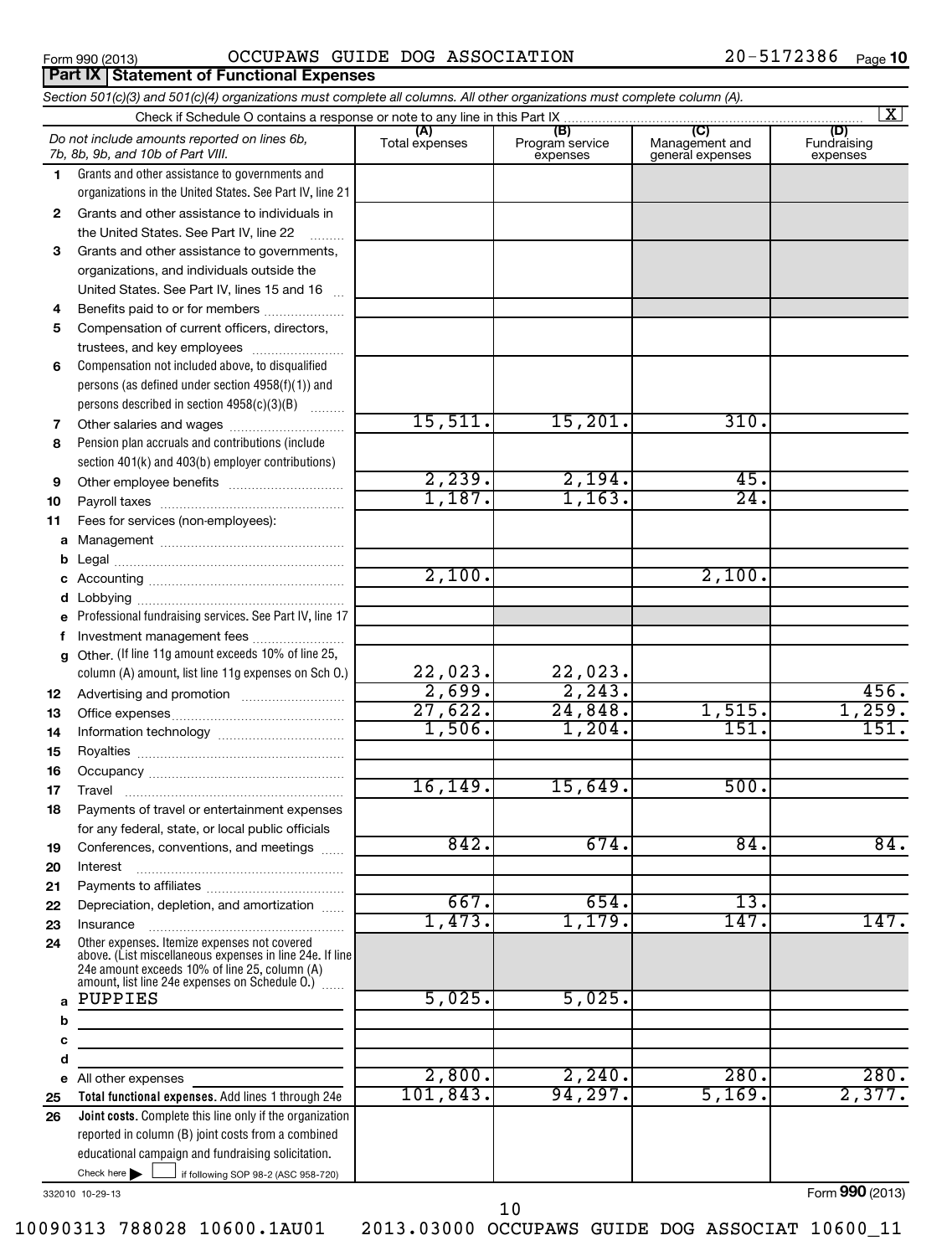Form 990 (2013) OCCUPAWS GUIDE DOG ASSOCIATION 20-5172386 Page 10

## Part IX Statement of Functional Expenses

*Section 501(c)(3) and 501(c)(4) organizations must complete all columns. All other organizations must complete column (A).*

Check if Schedule O contains a response or note to any line in this Part IX [X]

| | *Do not include amounts reported on lines 6b, 7b, 8b, 9b, and 10b of Part VIII.* | (A) Total expenses | (B) Program service expenses | (C) Management and general expenses | (D) Fundraising expenses |
|---|---|---|---|---|---|
| 1 | Grants and other assistance to governments and organizations in the United States. See Part IV, line 21 | | | | |
| 2 | Grants and other assistance to individuals in the United States. See Part IV, line 22 | | | | |
| 3 | Grants and other assistance to governments, organizations, and individuals outside the United States. See Part IV, lines 15 and 16 | | | | |
| 4 | Benefits paid to or for members | | | | |
| 5 | Compensation of current officers, directors, trustees, and key employees | | | | |
| 6 | Compensation not included above, to disqualified persons (as defined under section 4958(f)(1)) and persons described in section 4958(c)(3)(B) | | | | |
| 7 | Other salaries and wages | 15,511. | 15,201. | 310. | |
| 8 | Pension plan accruals and contributions (include section 401(k) and 403(b) employer contributions) | | | | |
| 9 | Other employee benefits | 2,239. | 2,194. | 45. | |
| 10 | Payroll taxes | 1,187. | 1,163. | 24. | |
| 11 | Fees for services (non-employees): | | | | |
| a | Management | | | | |
| b | Legal | | | | |
| c | Accounting | 2,100. | | 2,100. | |
| d | Lobbying | | | | |
| e | Professional fundraising services. See Part IV, line 17 | | | | |
| f | Investment management fees | | | | |
| g | Other. (If line 11g amount exceeds 10% of line 25, column (A) amount, list line 11g expenses on Sch O.) | 22,023. | 22,023. | | |
| 12 | Advertising and promotion | 2,699. | 2,243. | | 456. |
| 13 | Office expenses | 27,622. | 24,848. | 1,515. | 1,259. |
| 14 | Information technology | 1,506. | 1,204. | 151. | 151. |
| 15 | Royalties | | | | |
| 16 | Occupancy | | | | |
| 17 | Travel | 16,149. | 15,649. | 500. | |
| 18 | Payments of travel or entertainment expenses for any federal, state, or local public officials | | | | |
| 19 | Conferences, conventions, and meetings | 842. | 674. | 84. | 84. |
| 20 | Interest | | | | |
| 21 | Payments to affiliates | | | | |
| 22 | Depreciation, depletion, and amortization | 667. | 654. | 13. | |
| 23 | Insurance | 1,473. | 1,179. | 147. | 147. |
| 24 | Other expenses. Itemize expenses not covered above. (List miscellaneous expenses in line 24e. If line 24e amount exceeds 10% of line 25, column (A) amount, list line 24e expenses on Schedule O.) | | | | |
| a | PUPPIES | 5,025. | 5,025. | | |
| b | | | | | |
| c | | | | | |
| d | | | | | |
| e | All other expenses | 2,800. | 2,240. | 280. | 280. |
| 25 | **Total functional expenses.** Add lines 1 through 24e | 101,843. | 94,297. | 5,169. | 2,377. |
| 26 | **Joint costs.** Complete this line only if the organization reported in column (B) joint costs from a combined educational campaign and fundraising solicitation. Check here [ ] if following SOP 98-2 (ASC 958-720) | | | | |

332010 10-29-13

Form **990** (2013)

10090313 788028 10600.1AU01 2013.03000 OCCUPAWS GUIDE DOG ASSOCIAT 10600_11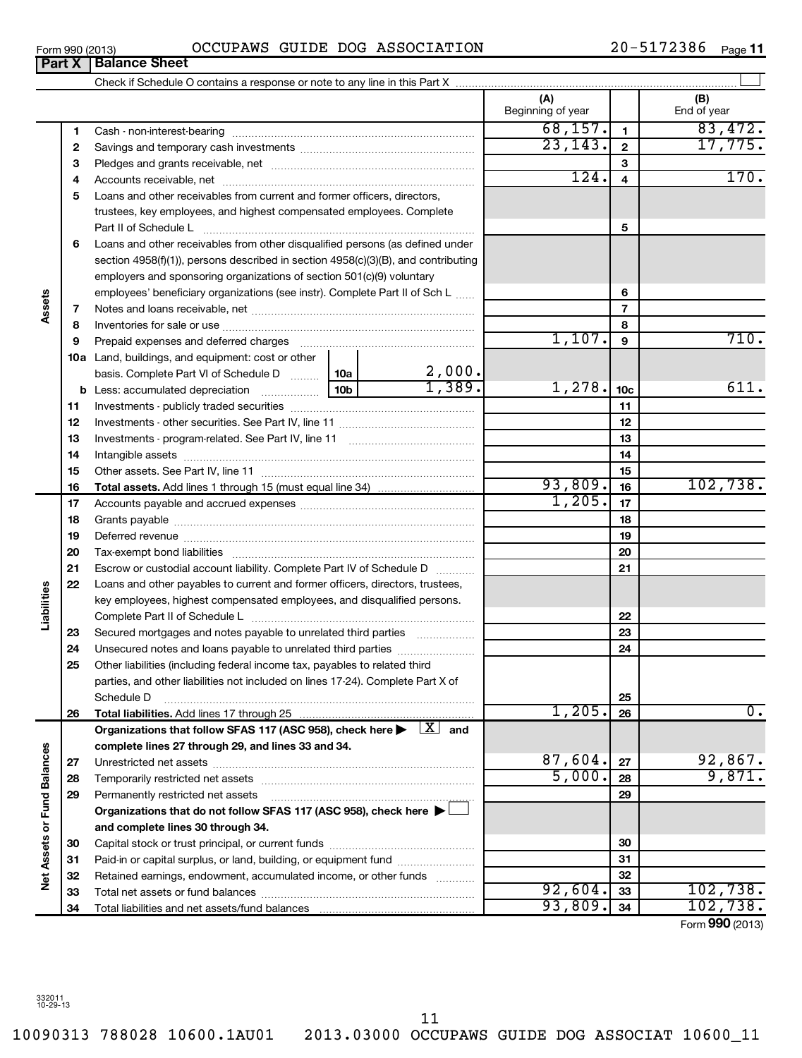Form 990 (2013) OCCUPAWS GUIDE DOG ASSOCIATION 20-5172386 Page 11

## Part X | Balance Sheet

Check if Schedule O contains a response or note to any line in this Part X ☐

| | | | (A) Beginning of year | | (B) End of year |
|---|---|---|---|---|---|
| **Assets** | 1 | Cash - non-interest-bearing | 68,157. | 1 | 83,472. |
| | 2 | Savings and temporary cash investments | 23,143. | 2 | 17,775. |
| | 3 | Pledges and grants receivable, net | | 3 | |
| | 4 | Accounts receivable, net | 124. | 4 | 170. |
| | 5 | Loans and other receivables from current and former officers, directors, trustees, key employees, and highest compensated employees. Complete Part II of Schedule L | | 5 | |
| | 6 | Loans and other receivables from other disqualified persons (as defined under section 4958(f)(1)), persons described in section 4958(c)(3)(B), and contributing employers and sponsoring organizations of section 501(c)(9) voluntary employees' beneficiary organizations (see instr). Complete Part II of Sch L | | 6 | |
| | 7 | Notes and loans receivable, net | | 7 | |
| | 8 | Inventories for sale or use | | 8 | |
| | 9 | Prepaid expenses and deferred charges | 1,107. | 9 | 710. |
| | 10a | Land, buildings, and equipment: cost or other basis. Complete Part VI of Schedule D — 10a: 2,000. | | | |
| | b | Less: accumulated depreciation — 10b: 1,389. | 1,278. | 10c | 611. |
| | 11 | Investments - publicly traded securities | | 11 | |
| | 12 | Investments - other securities. See Part IV, line 11 | | 12 | |
| | 13 | Investments - program-related. See Part IV, line 11 | | 13 | |
| | 14 | Intangible assets | | 14 | |
| | 15 | Other assets. See Part IV, line 11 | | 15 | |
| | 16 | **Total assets.** Add lines 1 through 15 (must equal line 34) | 93,809. | 16 | 102,738. |
| **Liabilities** | 17 | Accounts payable and accrued expenses | 1,205. | 17 | |
| | 18 | Grants payable | | 18 | |
| | 19 | Deferred revenue | | 19 | |
| | 20 | Tax-exempt bond liabilities | | 20 | |
| | 21 | Escrow or custodial account liability. Complete Part IV of Schedule D | | 21 | |
| | 22 | Loans and other payables to current and former officers, directors, trustees, key employees, highest compensated employees, and disqualified persons. Complete Part II of Schedule L | | 22 | |
| | 23 | Secured mortgages and notes payable to unrelated third parties | | 23 | |
| | 24 | Unsecured notes and loans payable to unrelated third parties | | 24 | |
| | 25 | Other liabilities (including federal income tax, payables to related third parties, and other liabilities not included on lines 17-24). Complete Part X of Schedule D | | 25 | |
| | 26 | **Total liabilities.** Add lines 17 through 25 | 1,205. | 26 | 0. |
| **Net Assets or Fund Balances** | | **Organizations that follow SFAS 117 (ASC 958), check here ▶ [X] and complete lines 27 through 29, and lines 33 and 34.** | | | |
| | 27 | Unrestricted net assets | 87,604. | 27 | 92,867. |
| | 28 | Temporarily restricted net assets | 5,000. | 28 | 9,871. |
| | 29 | Permanently restricted net assets | | 29 | |
| | | **Organizations that do not follow SFAS 117 (ASC 958), check here ▶ ☐ and complete lines 30 through 34.** | | | |
| | 30 | Capital stock or trust principal, or current funds | | 30 | |
| | 31 | Paid-in or capital surplus, or land, building, or equipment fund | | 31 | |
| | 32 | Retained earnings, endowment, accumulated income, or other funds | | 32 | |
| | 33 | Total net assets or fund balances | 92,604. | 33 | 102,738. |
| | 34 | Total liabilities and net assets/fund balances | 93,809. | 34 | 102,738. |

Form **990** (2013)

332011 10-29-13

10090313 788028 10600.1AU01 2013.03000 OCCUPAWS GUIDE DOG ASSOCIAT 10600_11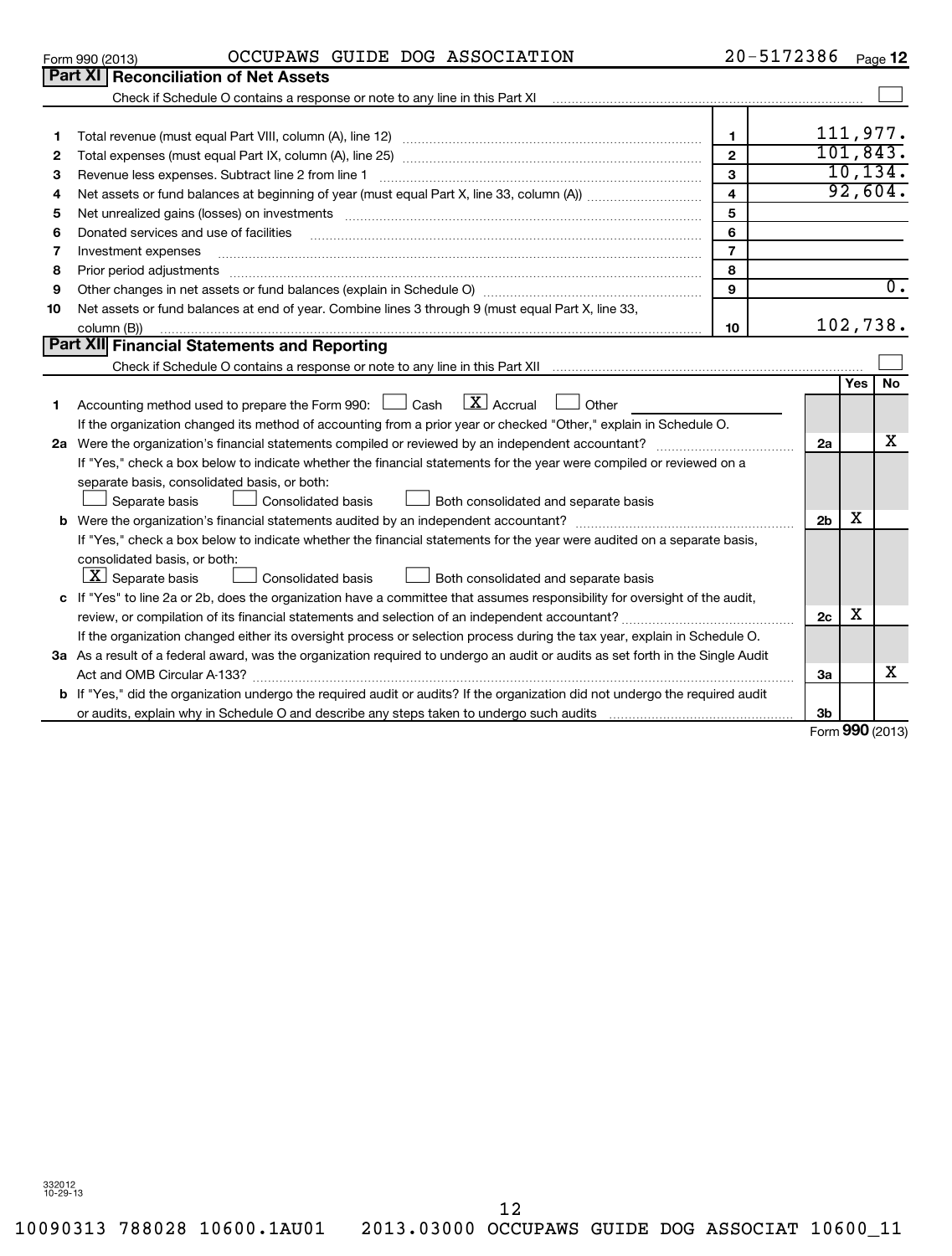Form 990 (2013) OCCUPAWS GUIDE DOG ASSOCIATION 20-5172386 Page 12

## Part XI Reconciliation of Net Assets

Check if Schedule O contains a response or note to any line in this Part XI ☐

| | | | |
|---|---|---|---|
| 1 | Total revenue (must equal Part VIII, column (A), line 12) | 1 | 111,977. |
| 2 | Total expenses (must equal Part IX, column (A), line 25) | 2 | 101,843. |
| 3 | Revenue less expenses. Subtract line 2 from line 1 | 3 | 10,134. |
| 4 | Net assets or fund balances at beginning of year (must equal Part X, line 33, column (A)) | 4 | 92,604. |
| 5 | Net unrealized gains (losses) on investments | 5 | |
| 6 | Donated services and use of facilities | 6 | |
| 7 | Investment expenses | 7 | |
| 8 | Prior period adjustments | 8 | |
| 9 | Other changes in net assets or fund balances (explain in Schedule O) | 9 | 0. |
| 10 | Net assets or fund balances at end of year. Combine lines 3 through 9 (must equal Part X, line 33, column (B)) | 10 | 102,738. |

## Part XII Financial Statements and Reporting

Check if Schedule O contains a response or note to any line in this Part XII ☐

| | | | Yes | No |
|---|---|---|---|---|
| 1 | Accounting method used to prepare the Form 990: ☐ Cash ☒ Accrual ☐ Other<br>If the organization changed its method of accounting from a prior year or checked "Other," explain in Schedule O. | | | |
| 2a | Were the organization's financial statements compiled or reviewed by an independent accountant?<br>If "Yes," check a box below to indicate whether the financial statements for the year were compiled or reviewed on a separate basis, consolidated basis, or both:<br>☐ Separate basis ☐ Consolidated basis ☐ Both consolidated and separate basis | 2a | | X |
| b | Were the organization's financial statements audited by an independent accountant?<br>If "Yes," check a box below to indicate whether the financial statements for the year were audited on a separate basis, consolidated basis, or both:<br>☒ Separate basis ☐ Consolidated basis ☐ Both consolidated and separate basis | 2b | X | |
| c | If "Yes" to line 2a or 2b, does the organization have a committee that assumes responsibility for oversight of the audit, review, or compilation of its financial statements and selection of an independent accountant?<br>If the organization changed either its oversight process or selection process during the tax year, explain in Schedule O. | 2c | X | |
| 3a | As a result of a federal award, was the organization required to undergo an audit or audits as set forth in the Single Audit Act and OMB Circular A-133? | 3a | | X |
| b | If "Yes," did the organization undergo the required audit or audits? If the organization did not undergo the required audit or audits, explain why in Schedule O and describe any steps taken to undergo such audits | 3b | | |

Form 990 (2013)

332012 10-29-13

10090313 788028 10600.1AU01 2013.03000 OCCUPAWS GUIDE DOG ASSOCIAT 10600_11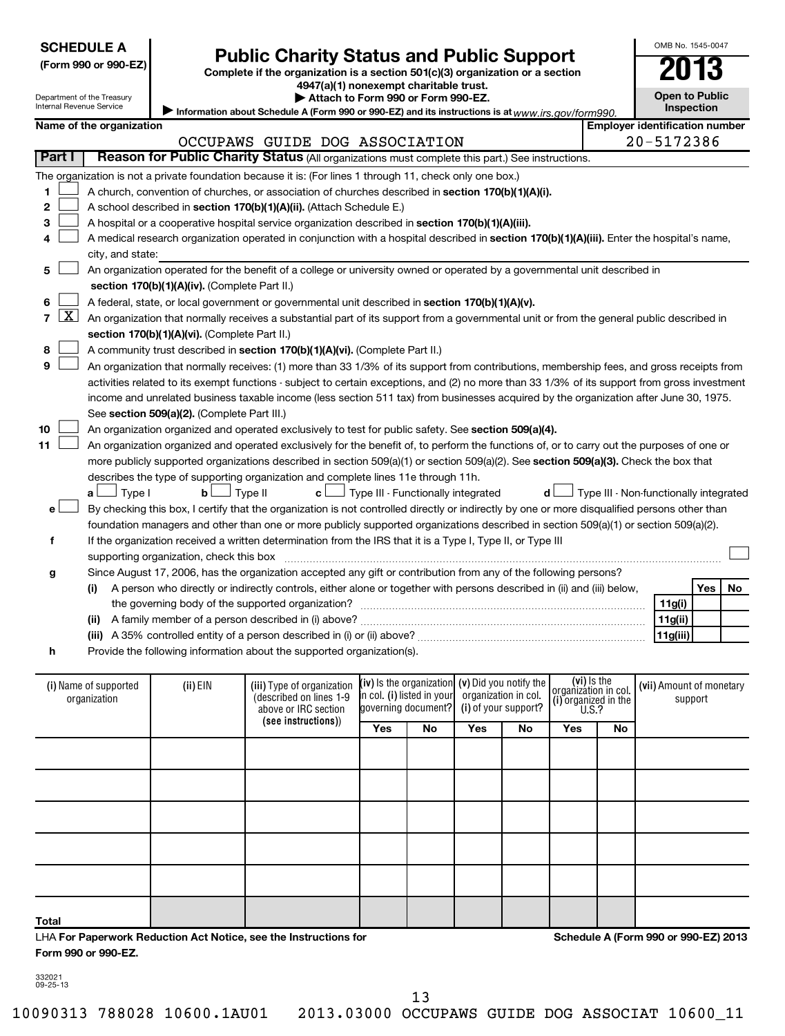**SCHEDULE A**
**(Form 990 or 990-EZ)**

Department of the Treasury
Internal Revenue Service

# Public Charity Status and Public Support

**Complete if the organization is a section 501(c)(3) organization or a section 4947(a)(1) nonexempt charitable trust.**
**▶ Attach to Form 990 or Form 990-EZ.**
▶ Information about Schedule A (Form 990 or 990-EZ) and its instructions is at *www.irs.gov/form990.*

OMB No. 1545-0047
**2013**
**Open to Public Inspection**

**Name of the organization:** OCCUPAWS GUIDE DOG ASSOCIATION
**Employer identification number:** 20-5172386

## Part I — Reason for Public Charity Status (All organizations must complete this part.) See instructions.

The organization is not a private foundation because it is: (For lines 1 through 11, check only one box.)

1. ☐ A church, convention of churches, or association of churches described in **section 170(b)(1)(A)(i).**
2. ☐ A school described in **section 170(b)(1)(A)(ii).** (Attach Schedule E.)
3. ☐ A hospital or a cooperative hospital service organization described in **section 170(b)(1)(A)(iii).**
4. ☐ A medical research organization operated in conjunction with a hospital described in **section 170(b)(1)(A)(iii).** Enter the hospital's name, city, and state:
5. ☐ An organization operated for the benefit of a college or university owned or operated by a governmental unit described in **section 170(b)(1)(A)(iv).** (Complete Part II.)
6. ☐ A federal, state, or local government or governmental unit described in **section 170(b)(1)(A)(v).**
7. ☒ An organization that normally receives a substantial part of its support from a governmental unit or from the general public described in **section 170(b)(1)(A)(vi).** (Complete Part II.)
8. ☐ A community trust described in **section 170(b)(1)(A)(vi).** (Complete Part II.)
9. ☐ An organization that normally receives: (1) more than 33 1/3% of its support from contributions, membership fees, and gross receipts from activities related to its exempt functions - subject to certain exceptions, and (2) no more than 33 1/3% of its support from gross investment income and unrelated business taxable income (less section 511 tax) from businesses acquired by the organization after June 30, 1975. See **section 509(a)(2).** (Complete Part III.)
10. ☐ An organization organized and operated exclusively to test for public safety. See **section 509(a)(4).**
11. ☐ An organization organized and operated exclusively for the benefit of, to perform the functions of, or to carry out the purposes of one or more publicly supported organizations described in section 509(a)(1) or section 509(a)(2). See **section 509(a)(3).** Check the box that describes the type of supporting organization and complete lines 11e through 11h.
   **a** ☐ Type I **b** ☐ Type II **c** ☐ Type III - Functionally integrated **d** ☐ Type III - Non-functionally integrated
   **e** ☐ By checking this box, I certify that the organization is not controlled directly or indirectly by one or more disqualified persons other than foundation managers and other than one or more publicly supported organizations described in section 509(a)(1) or section 509(a)(2).
   **f** If the organization received a written determination from the IRS that it is a Type I, Type II, or Type III supporting organization, check this box ☐
   **g** Since August 17, 2006, has the organization accepted any gift or contribution from any of the following persons?

| | | | Yes | No |
|---|---|---|---|---|
| **(i)** | A person who directly or indirectly controls, either alone or together with persons described in (ii) and (iii) below, the governing body of the supported organization? | 11g(i) | | |
| **(ii)** | A family member of a person described in (i) above? | 11g(ii) | | |
| **(iii)** | A 35% controlled entity of a person described in (i) or (ii) above? | 11g(iii) | | |

   **h** Provide the following information about the supported organization(s).

| (i) Name of supported organization | (ii) EIN | (iii) Type of organization (described on lines 1-9 above or IRC section (see instructions)) | (iv) Is the organization in col. (i) listed in your governing document? | | (v) Did you notify the organization in col. (i) of your support? | | (vi) Is the organization in col. (i) organized in the U.S.? | | (vii) Amount of monetary support |
|---|---|---|---|---|---|---|---|---|---|
| | | | Yes | No | Yes | No | Yes | No | |
| | | | | | | | | | |
| | | | | | | | | | |
| | | | | | | | | | |
| | | | | | | | | | |
| | | | | | | | | | |
| **Total** | | | | | | | | | |

LHA **For Paperwork Reduction Act Notice, see the Instructions for Form 990 or 990-EZ.**

**Schedule A (Form 990 or 990-EZ) 2013**

332021
09-25-13

10090313 788028 10600.1AU01 2013.03000 OCCUPAWS GUIDE DOG ASSOCIAT 10600_11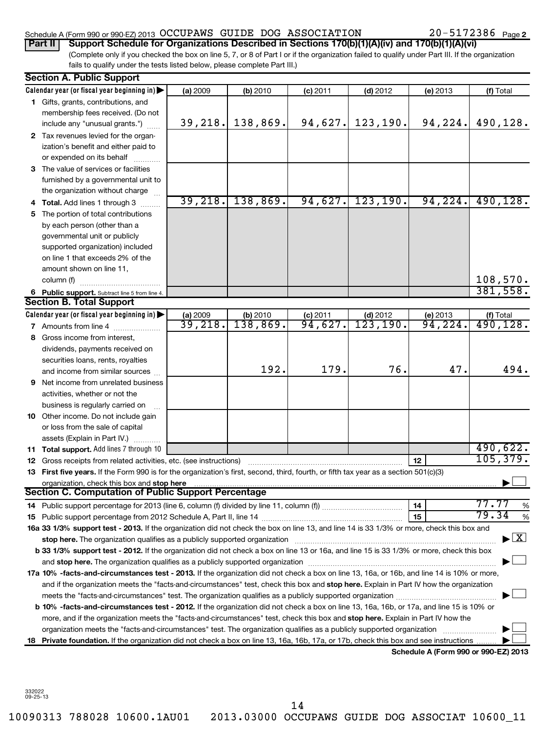Schedule A (Form 990 or 990-EZ) 2013 OCCUPAWS GUIDE DOG ASSOCIATION 20-5172386 Page 2

**Part II Support Schedule for Organizations Described in Sections 170(b)(1)(A)(iv) and 170(b)(1)(A)(vi)**

(Complete only if you checked the box on line 5, 7, or 8 of Part I or if the organization failed to qualify under Part III. If the organization fails to qualify under the tests listed below, please complete Part III.)

**Section A. Public Support**

| Calendar year (or fiscal year beginning in) ▶ | (a) 2009 | (b) 2010 | (c) 2011 | (d) 2012 | (e) 2013 | (f) Total |
|---|---|---|---|---|---|---|
| 1 Gifts, grants, contributions, and membership fees received. (Do not include any "unusual grants.") | 39,218. | 138,869. | 94,627. | 123,190. | 94,224. | 490,128. |
| 2 Tax revenues levied for the organization's benefit and either paid to or expended on its behalf | | | | | | |
| 3 The value of services or facilities furnished by a governmental unit to the organization without charge | | | | | | |
| 4 **Total.** Add lines 1 through 3 | 39,218. | 138,869. | 94,627. | 123,190. | 94,224. | 490,128. |
| 5 The portion of total contributions by each person (other than a governmental unit or publicly supported organization) included on line 1 that exceeds 2% of the amount shown on line 11, column (f) | | | | | | 108,570. |
| 6 **Public support.** Subtract line 5 from line 4. | | | | | | 381,558. |

**Section B. Total Support**

| Calendar year (or fiscal year beginning in) ▶ | (a) 2009 | (b) 2010 | (c) 2011 | (d) 2012 | (e) 2013 | (f) Total |
|---|---|---|---|---|---|---|
| 7 Amounts from line 4 | 39,218. | 138,869. | 94,627. | 123,190. | 94,224. | 490,128. |
| 8 Gross income from interest, dividends, payments received on securities loans, rents, royalties and income from similar sources | | 192. | 179. | 76. | 47. | 494. |
| 9 Net income from unrelated business activities, whether or not the business is regularly carried on | | | | | | |
| 10 Other income. Do not include gain or loss from the sale of capital assets (Explain in Part IV.) | | | | | | |
| 11 **Total support.** Add lines 7 through 10 | | | | | | 490,622. |
| 12 Gross receipts from related activities, etc. (see instructions) | | | | | 12 | 105,379. |

13 **First five years.** If the Form 990 is for the organization's first, second, third, fourth, or fifth tax year as a section 501(c)(3) organization, check this box and **stop here** ▶ ☐

**Section C. Computation of Public Support Percentage**

14 Public support percentage for 2013 (line 6, column (f) divided by line 11, column (f)) — 14 — 77.77 %

15 Public support percentage from 2012 Schedule A, Part II, line 14 — 15 — 79.34 %

16a **33 1/3% support test - 2013.** If the organization did not check the box on line 13, and line 14 is 33 1/3% or more, check this box and **stop here.** The organization qualifies as a publicly supported organization ▶ ☒

b **33 1/3% support test - 2012.** If the organization did not check a box on line 13 or 16a, and line 15 is 33 1/3% or more, check this box and **stop here.** The organization qualifies as a publicly supported organization ▶ ☐

17a **10% -facts-and-circumstances test - 2013.** If the organization did not check a box on line 13, 16a, or 16b, and line 14 is 10% or more, and if the organization meets the "facts-and-circumstances" test, check this box and **stop here.** Explain in Part IV how the organization meets the "facts-and-circumstances" test. The organization qualifies as a publicly supported organization ▶ ☐

b **10% -facts-and-circumstances test - 2012.** If the organization did not check a box on line 13, 16a, 16b, or 17a, and line 15 is 10% or more, and if the organization meets the "facts-and-circumstances" test, check this box and **stop here.** Explain in Part IV how the organization meets the "facts-and-circumstances" test. The organization qualifies as a publicly supported organization ▶ ☐

18 **Private foundation.** If the organization did not check a box on line 13, 16a, 16b, 17a, or 17b, check this box and see instructions ▶ ☐

**Schedule A (Form 990 or 990-EZ) 2013**

332022
09-25-13

10090313 788028 10600.1AU01 2013.03000 OCCUPAWS GUIDE DOG ASSOCIAT 10600_11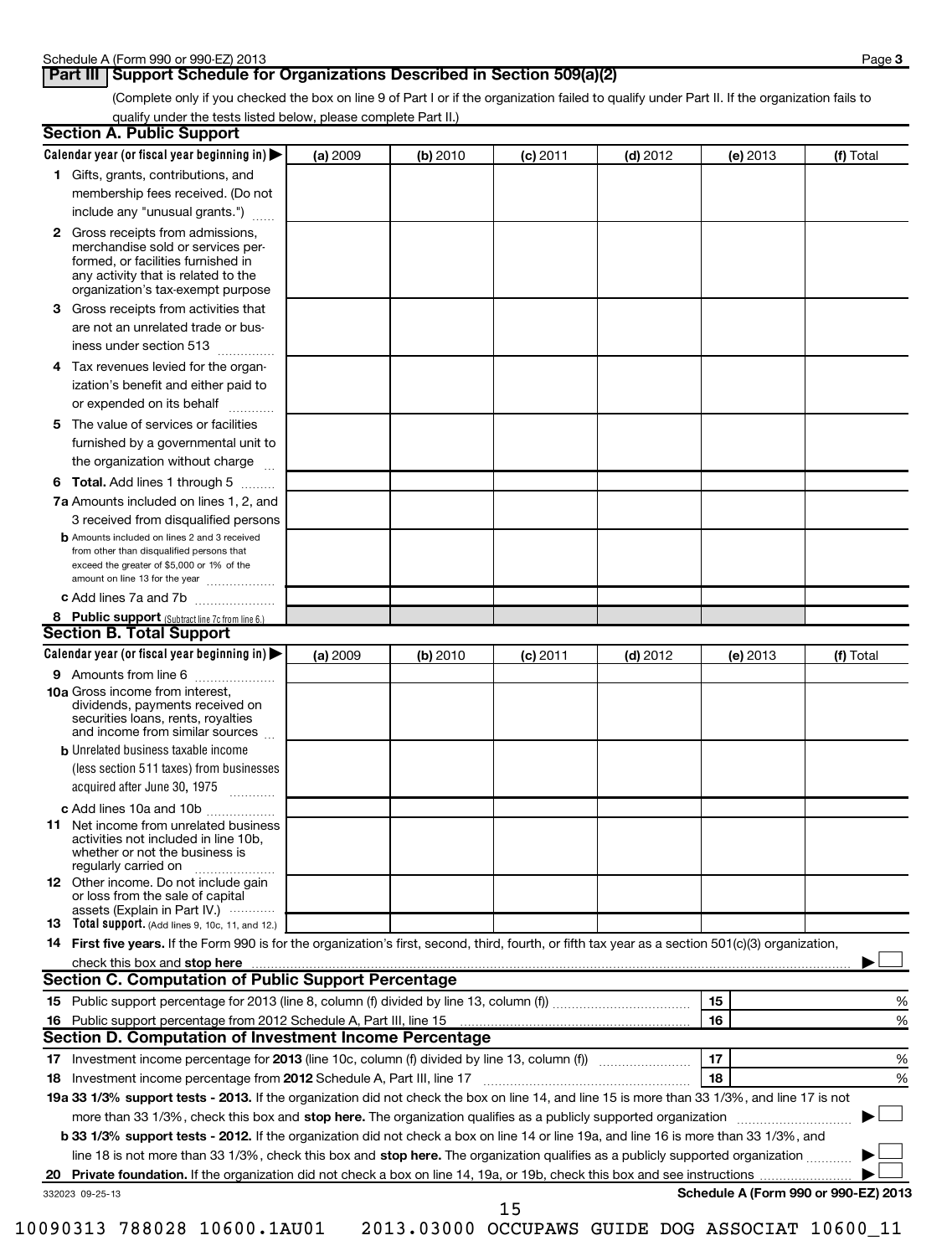## Part III Support Schedule for Organizations Described in Section 509(a)(2)

(Complete only if you checked the box on line 9 of Part I or if the organization failed to qualify under Part II. If the organization fails to qualify under the tests listed below, please complete Part II.)

### Section A. Public Support

| Calendar year (or fiscal year beginning in) ▶ | (a) 2009 | (b) 2010 | (c) 2011 | (d) 2012 | (e) 2013 | (f) Total |
|---|---|---|---|---|---|---|
| **1** Gifts, grants, contributions, and membership fees received. (Do not include any "unusual grants.") | | | | | | |
| **2** Gross receipts from admissions, merchandise sold or services performed, or facilities furnished in any activity that is related to the organization's tax-exempt purpose | | | | | | |
| **3** Gross receipts from activities that are not an unrelated trade or business under section 513 | | | | | | |
| **4** Tax revenues levied for the organization's benefit and either paid to or expended on its behalf | | | | | | |
| **5** The value of services or facilities furnished by a governmental unit to the organization without charge | | | | | | |
| **6 Total.** Add lines 1 through 5 | | | | | | |
| **7a** Amounts included on lines 1, 2, and 3 received from disqualified persons | | | | | | |
| **b** Amounts included on lines 2 and 3 received from other than disqualified persons that exceed the greater of $5,000 or 1% of the amount on line 13 for the year | | | | | | |
| **c** Add lines 7a and 7b | | | | | | |
| **8 Public support** (Subtract line 7c from line 6.) | | | | | | |

### Section B. Total Support

| Calendar year (or fiscal year beginning in) ▶ | (a) 2009 | (b) 2010 | (c) 2011 | (d) 2012 | (e) 2013 | (f) Total |
|---|---|---|---|---|---|---|
| **9** Amounts from line 6 | | | | | | |
| **10a** Gross income from interest, dividends, payments received on securities loans, rents, royalties and income from similar sources | | | | | | |
| **b** Unrelated business taxable income (less section 511 taxes) from businesses acquired after June 30, 1975 | | | | | | |
| **c** Add lines 10a and 10b | | | | | | |
| **11** Net income from unrelated business activities not included in line 10b, whether or not the business is regularly carried on | | | | | | |
| **12** Other income. Do not include gain or loss from the sale of capital assets (Explain in Part IV.) | | | | | | |
| **13 Total support.** (Add lines 9, 10c, 11, and 12.) | | | | | | |

**14 First five years.** If the Form 990 is for the organization's first, second, third, fourth, or fifth tax year as a section 501(c)(3) organization, check this box and **stop here** ▶ ☐

### Section C. Computation of Public Support Percentage

| | | | |
|---|---|---|---|
| **15** | Public support percentage for 2013 (line 8, column (f) divided by line 13, column (f)) | 15 | % |
| **16** | Public support percentage from 2012 Schedule A, Part III, line 15 | 16 | % |

### Section D. Computation of Investment Income Percentage

| | | | |
|---|---|---|---|
| **17** | Investment income percentage for **2013** (line 10c, column (f) divided by line 13, column (f)) | 17 | % |
| **18** | Investment income percentage from **2012** Schedule A, Part III, line 17 | 18 | % |

**19a 33 1/3% support tests - 2013.** If the organization did not check the box on line 14, and line 15 is more than 33 1/3%, and line 17 is not more than 33 1/3%, check this box and **stop here.** The organization qualifies as a publicly supported organization ▶ ☐

**b 33 1/3% support tests - 2012.** If the organization did not check a box on line 14 or line 19a, and line 16 is more than 33 1/3%, and line 18 is not more than 33 1/3%, check this box and **stop here.** The organization qualifies as a publicly supported organization ▶ ☐

**20 Private foundation.** If the organization did not check a box on line 14, 19a, or 19b, check this box and see instructions ▶ ☐

332023 09-25-13

**Schedule A (Form 990 or 990-EZ) 2013**

10090313 788028 10600.1AU01 2013.03000 OCCUPAWS GUIDE DOG ASSOCIAT 10600_11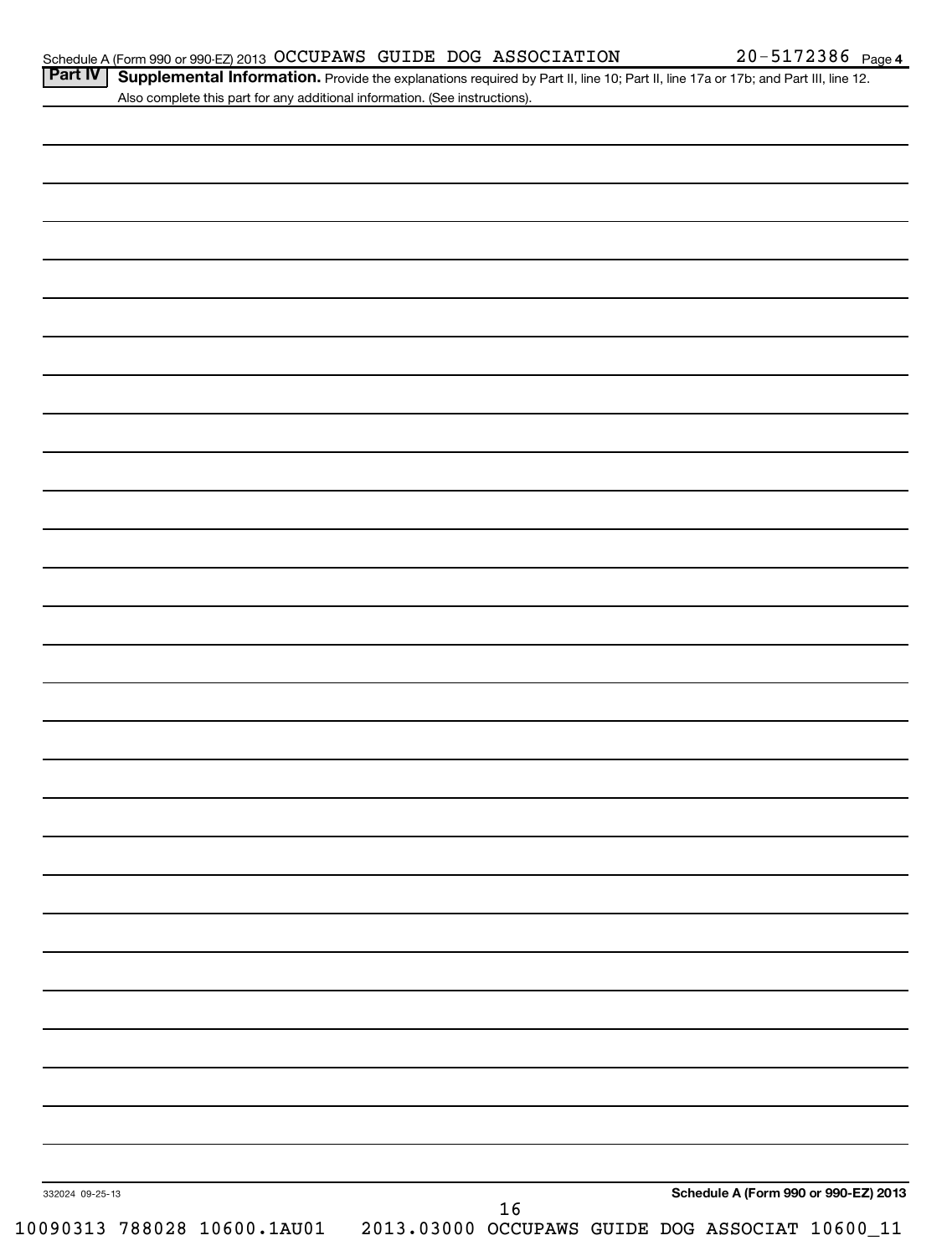Schedule A (Form 990 or 990-EZ) 2013 OCCUPAWS GUIDE DOG ASSOCIATION 20-5172386 Page 4

**Part IV** **Supplemental Information.** Provide the explanations required by Part II, line 10; Part II, line 17a or 17b; and Part III, line 12. Also complete this part for any additional information. (See instructions).

332024 09-25-13

**Schedule A (Form 990 or 990-EZ) 2013**

10090313 788028 10600.1AU01 2013.03000 OCCUPAWS GUIDE DOG ASSOCIAT 10600_11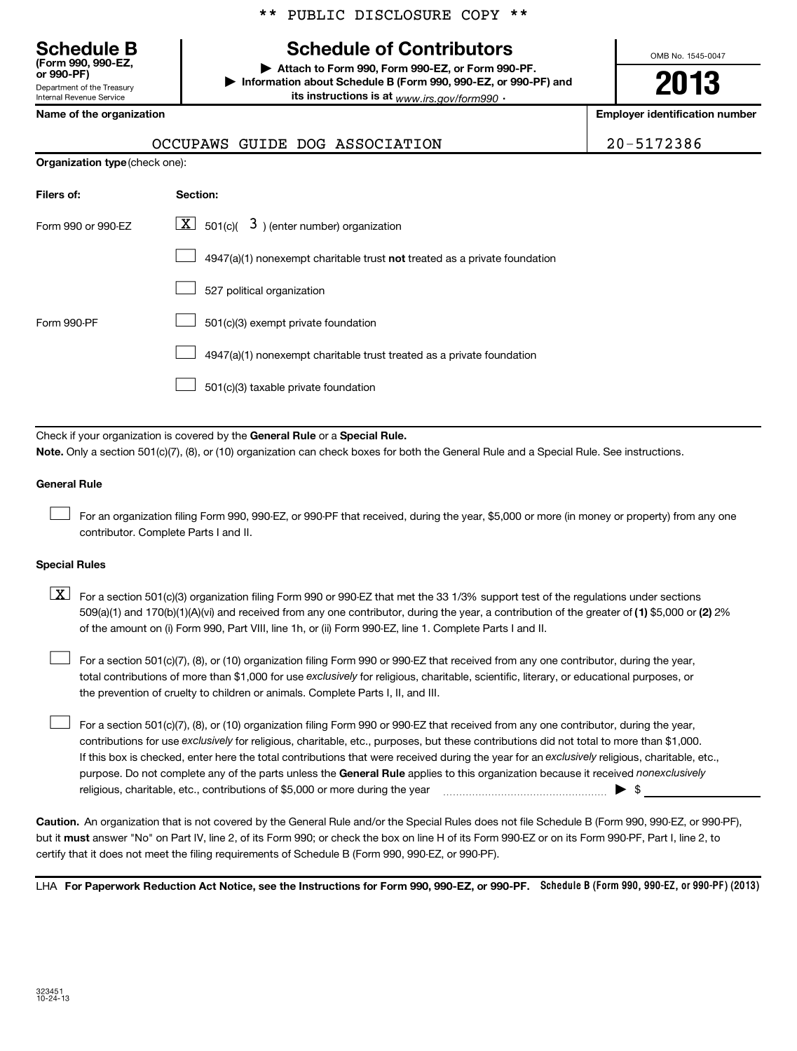** PUBLIC DISCLOSURE COPY **

**Schedule B**
**(Form 990, 990-EZ, or 990-PF)**
Department of the Treasury
Internal Revenue Service

# Schedule of Contributors

▶ **Attach to Form 990, Form 990-EZ, or Form 990-PF.**
▶ **Information about Schedule B (Form 990, 990-EZ, or 990-PF) and its instructions is at** *www.irs.gov/form990* .

OMB No. 1545-0047

**2013**

| Name of the organization | Employer identification number |
|---|---|
| OCCUPAWS GUIDE DOG ASSOCIATION | 20-5172386 |

**Organization type** (check one):

| Filers of: | Section: |
|---|---|
| Form 990 or 990-EZ | [X] 501(c)( 3 ) (enter number) organization |
| | [ ] 4947(a)(1) nonexempt charitable trust **not** treated as a private foundation |
| | [ ] 527 political organization |
| Form 990-PF | [ ] 501(c)(3) exempt private foundation |
| | [ ] 4947(a)(1) nonexempt charitable trust treated as a private foundation |
| | [ ] 501(c)(3) taxable private foundation |

Check if your organization is covered by the **General Rule** or a **Special Rule.**

**Note.** Only a section 501(c)(7), (8), or (10) organization can check boxes for both the General Rule and a Special Rule. See instructions.

**General Rule**

[ ] For an organization filing Form 990, 990-EZ, or 990-PF that received, during the year, $5,000 or more (in money or property) from any one contributor. Complete Parts I and II.

**Special Rules**

[X] For a section 501(c)(3) organization filing Form 990 or 990-EZ that met the 33 1/3% support test of the regulations under sections 509(a)(1) and 170(b)(1)(A)(vi) and received from any one contributor, during the year, a contribution of the greater of **(1)** $5,000 or **(2)** 2% of the amount on (i) Form 990, Part VIII, line 1h, or (ii) Form 990-EZ, line 1. Complete Parts I and II.

[ ] For a section 501(c)(7), (8), or (10) organization filing Form 990 or 990-EZ that received from any one contributor, during the year, total contributions of more than $1,000 for use *exclusively* for religious, charitable, scientific, literary, or educational purposes, or the prevention of cruelty to children or animals. Complete Parts I, II, and III.

[ ] For a section 501(c)(7), (8), or (10) organization filing Form 990 or 990-EZ that received from any one contributor, during the year, contributions for use *exclusively* for religious, charitable, etc., purposes, but these contributions did not total to more than $1,000. If this box is checked, enter here the total contributions that were received during the year for an *exclusively* religious, charitable, etc., purpose. Do not complete any of the parts unless the **General Rule** applies to this organization because it received *nonexclusively* religious, charitable, etc., contributions of $5,000 or more during the year .................... ▶ $ ____________

**Caution.** An organization that is not covered by the General Rule and/or the Special Rules does not file Schedule B (Form 990, 990-EZ, or 990-PF), but it **must** answer "No" on Part IV, line 2, of its Form 990; or check the box on line H of its Form 990-EZ or on its Form 990-PF, Part I, line 2, to certify that it does not meet the filing requirements of Schedule B (Form 990, 990-EZ, or 990-PF).

LHA **For Paperwork Reduction Act Notice, see the Instructions for Form 990, 990-EZ, or 990-PF.** **Schedule B (Form 990, 990-EZ, or 990-PF) (2013)**

323451
10-24-13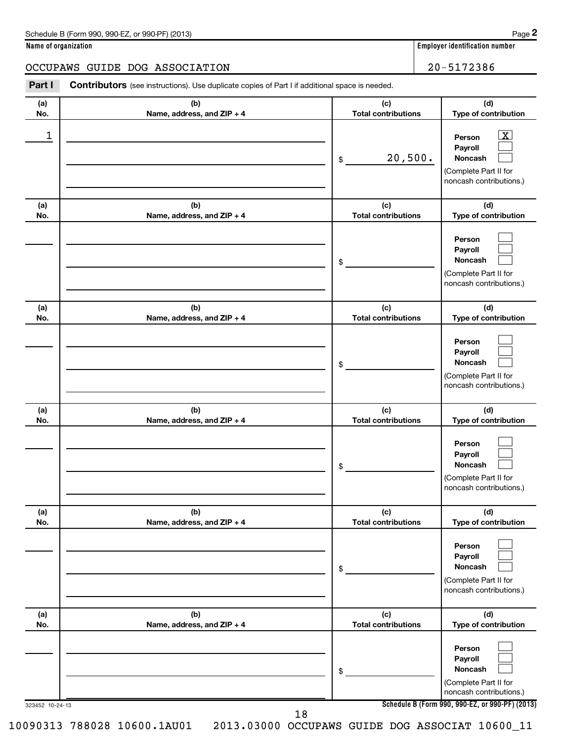Schedule B (Form 990, 990-EZ, or 990-PF) (2013) Page **2**

**Name of organization**

OCCUPAWS GUIDE DOG ASSOCIATION

**Employer identification number**

20-5172386

**Part I** **Contributors** (see instructions). Use duplicate copies of Part I if additional space is needed.

| (a) No. | (b) Name, address, and ZIP + 4 | (c) Total contributions | (d) Type of contribution |
|---|---|---|---|
| 1 | | $ 20,500. | Person [X] Payroll [ ] Noncash [ ] (Complete Part II for noncash contributions.) |
| | | $ | Person [ ] Payroll [ ] Noncash [ ] (Complete Part II for noncash contributions.) |
| | | $ | Person [ ] Payroll [ ] Noncash [ ] (Complete Part II for noncash contributions.) |
| | | $ | Person [ ] Payroll [ ] Noncash [ ] (Complete Part II for noncash contributions.) |
| | | $ | Person [ ] Payroll [ ] Noncash [ ] (Complete Part II for noncash contributions.) |
| | | $ | Person [ ] Payroll [ ] Noncash [ ] (Complete Part II for noncash contributions.) |

323452 10-24-13

**Schedule B (Form 990, 990-EZ, or 990-PF) (2013)**

10090313 788028 10600.1AU01 2013.03000 OCCUPAWS GUIDE DOG ASSOCIAT 10600_11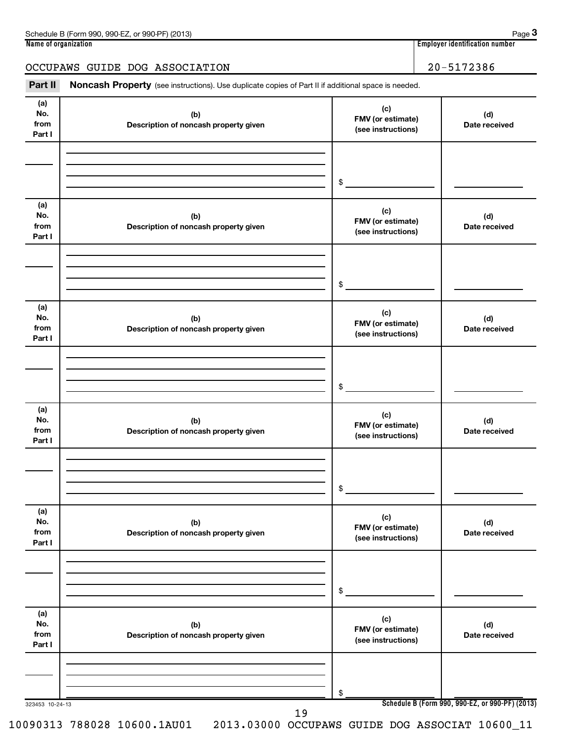Name of organization: OCCUPAWS GUIDE DOG ASSOCIATION

Employer identification number: 20-5172386

**Part II** **Noncash Property** (see instructions). Use duplicate copies of Part II if additional space is needed.

| (a) No. from Part I | (b) Description of noncash property given | (c) FMV (or estimate) (see instructions) | (d) Date received |
|---|---|---|---|
| | | $ | |

| (a) No. from Part I | (b) Description of noncash property given | (c) FMV (or estimate) (see instructions) | (d) Date received |
|---|---|---|---|
| | | $ | |

| (a) No. from Part I | (b) Description of noncash property given | (c) FMV (or estimate) (see instructions) | (d) Date received |
|---|---|---|---|
| | | $ | |

| (a) No. from Part I | (b) Description of noncash property given | (c) FMV (or estimate) (see instructions) | (d) Date received |
|---|---|---|---|
| | | $ | |

| (a) No. from Part I | (b) Description of noncash property given | (c) FMV (or estimate) (see instructions) | (d) Date received |
|---|---|---|---|
| | | $ | |

| (a) No. from Part I | (b) Description of noncash property given | (c) FMV (or estimate) (see instructions) | (d) Date received |
|---|---|---|---|
| | | $ | |

323453 10-24-13

10090313 788028 10600.1AU01 2013.03000 OCCUPAWS GUIDE DOG ASSOCIAT 10600_11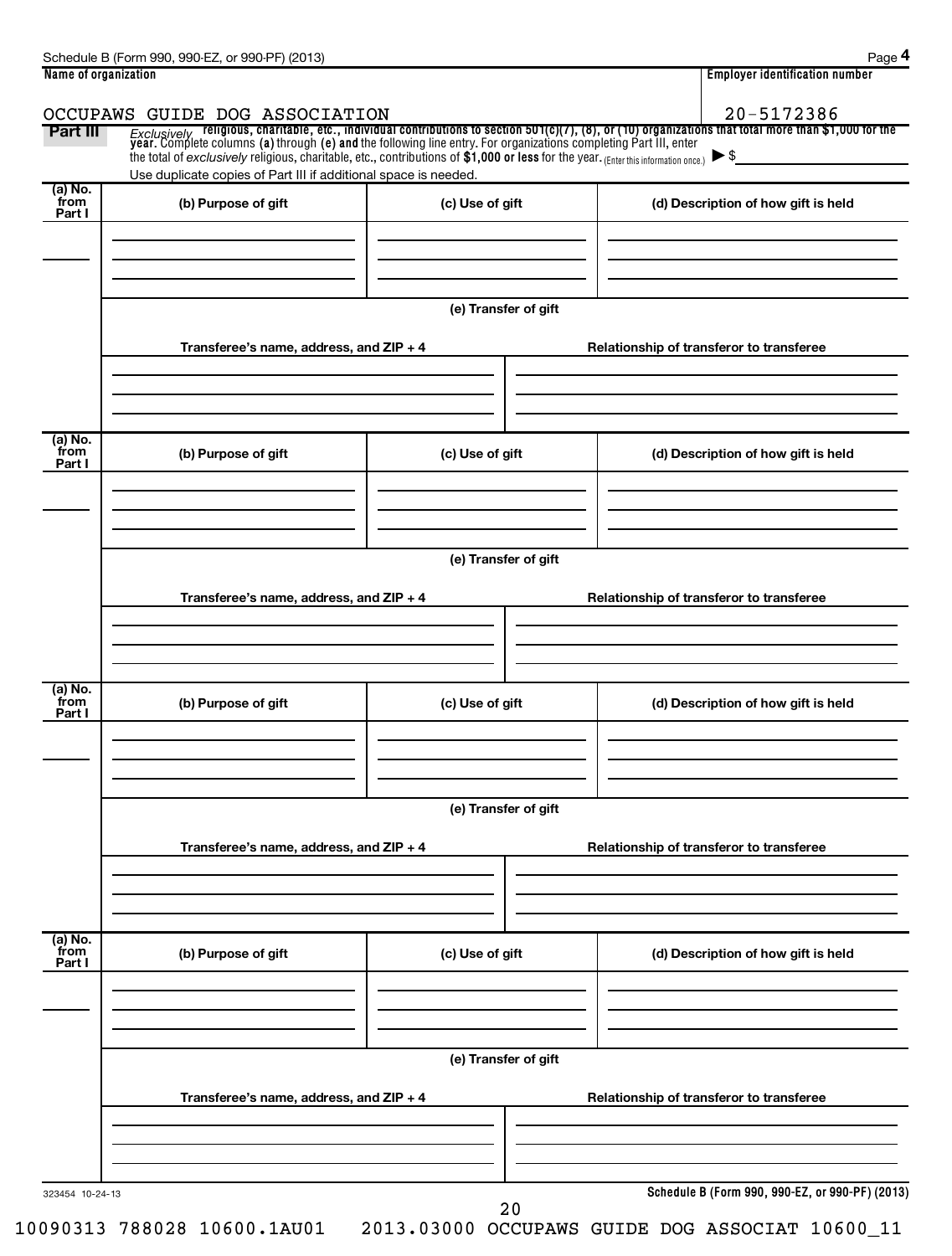**Name of organization**

OCCUPAWS GUIDE DOG ASSOCIATION

**Employer identification number**

20-5172386

**Part III** *Exclusively* **religious, charitable, etc., individual contributions to section 501(c)(7), (8), or (10) organizations that total more than $1,000 for the year.** Complete columns **(a)** through **(e) and** the following line entry. For organizations completing Part III, enter the total of *exclusively* religious, charitable, etc., contributions of **$1,000 or less** for the year. (Enter this information once.) ▶ $

Use duplicate copies of Part III if additional space is needed.

| (a) No. from Part I | (b) Purpose of gift | (c) Use of gift | (d) Description of how gift is held |
|---|---|---|---|
| | | | |

**(e) Transfer of gift**

| Transferee's name, address, and ZIP + 4 | Relationship of transferor to transferee |
|---|---|
| | |

| (a) No. from Part I | (b) Purpose of gift | (c) Use of gift | (d) Description of how gift is held |
|---|---|---|---|
| | | | |

**(e) Transfer of gift**

| Transferee's name, address, and ZIP + 4 | Relationship of transferor to transferee |
|---|---|
| | |

| (a) No. from Part I | (b) Purpose of gift | (c) Use of gift | (d) Description of how gift is held |
|---|---|---|---|
| | | | |

**(e) Transfer of gift**

| Transferee's name, address, and ZIP + 4 | Relationship of transferor to transferee |
|---|---|
| | |

| (a) No. from Part I | (b) Purpose of gift | (c) Use of gift | (d) Description of how gift is held |
|---|---|---|---|
| | | | |

**(e) Transfer of gift**

| Transferee's name, address, and ZIP + 4 | Relationship of transferor to transferee |
|---|---|
| | |

323454 10-24-13

**Schedule B (Form 990, 990-EZ, or 990-PF) (2013)**

10090313 788028 10600.1AU01 2013.03000 OCCUPAWS GUIDE DOG ASSOCIAT 10600_11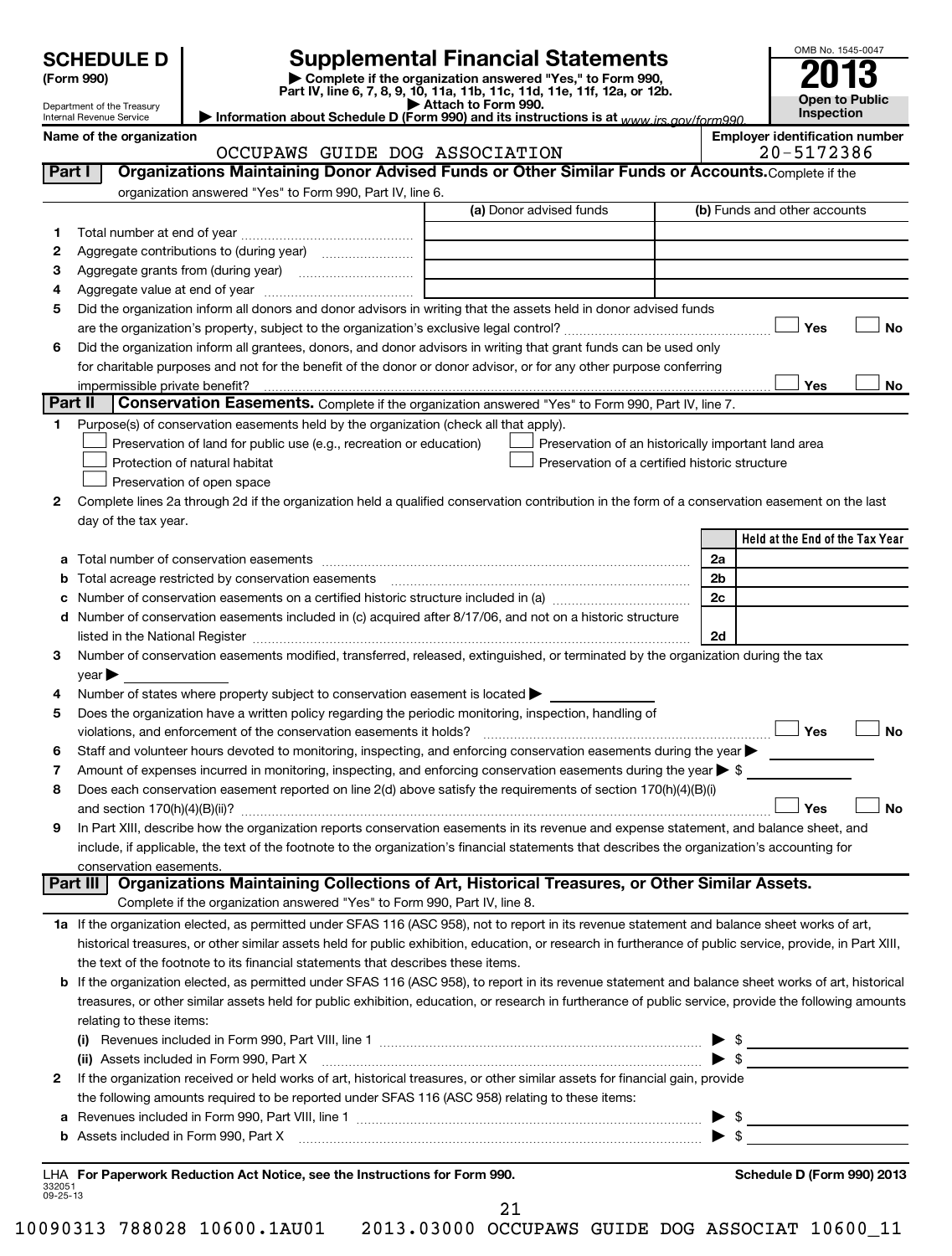**SCHEDULE D (Form 990)**

Department of the Treasury
Internal Revenue Service

# Supplemental Financial Statements

▶ Complete if the organization answered "Yes," to Form 990, Part IV, line 6, 7, 8, 9, 10, 11a, 11b, 11c, 11d, 11e, 11f, 12a, or 12b.
▶ Attach to Form 990.
▶ Information about Schedule D (Form 990) and its instructions is at www.irs.gov/form990.

OMB No. 1545-0047
**2013**
**Open to Public Inspection**

**Name of the organization:** OCCUPAWS GUIDE DOG ASSOCIATION
**Employer identification number:** 20-5172386

## Part I — Organizations Maintaining Donor Advised Funds or Other Similar Funds or Accounts.

Complete if the organization answered "Yes" to Form 990, Part IV, line 6.

| | | (a) Donor advised funds | (b) Funds and other accounts |
|---|---|---|---|
| 1 | Total number at end of year | | |
| 2 | Aggregate contributions to (during year) | | |
| 3 | Aggregate grants from (during year) | | |
| 4 | Aggregate value at end of year | | |

5 Did the organization inform all donors and donor advisors in writing that the assets held in donor advised funds are the organization's property, subject to the organization's exclusive legal control? ☐ Yes ☐ No

6 Did the organization inform all grantees, donors, and donor advisors in writing that grant funds can be used only for charitable purposes and not for the benefit of the donor or donor advisor, or for any other purpose conferring impermissible private benefit? ☐ Yes ☐ No

## Part II — Conservation Easements.

Complete if the organization answered "Yes" to Form 990, Part IV, line 7.

1 Purpose(s) of conservation easements held by the organization (check all that apply).

- ☐ Preservation of land for public use (e.g., recreation or education)
- ☐ Preservation of an historically important land area
- ☐ Protection of natural habitat
- ☐ Preservation of a certified historic structure
- ☐ Preservation of open space

2 Complete lines 2a through 2d if the organization held a qualified conservation contribution in the form of a conservation easement on the last day of the tax year.

| | | | Held at the End of the Tax Year |
|---|---|---|---|
| a | Total number of conservation easements | 2a | |
| b | Total acreage restricted by conservation easements | 2b | |
| c | Number of conservation easements on a certified historic structure included in (a) | 2c | |
| d | Number of conservation easements included in (c) acquired after 8/17/06, and not on a historic structure listed in the National Register | 2d | |

3 Number of conservation easements modified, transferred, released, extinguished, or terminated by the organization during the tax year ▶

4 Number of states where property subject to conservation easement is located ▶

5 Does the organization have a written policy regarding the periodic monitoring, inspection, handling of violations, and enforcement of the conservation easements it holds? ☐ Yes ☐ No

6 Staff and volunteer hours devoted to monitoring, inspecting, and enforcing conservation easements during the year ▶

7 Amount of expenses incurred in monitoring, inspecting, and enforcing conservation easements during the year ▶ $

8 Does each conservation easement reported on line 2(d) above satisfy the requirements of section 170(h)(4)(B)(i) and section 170(h)(4)(B)(ii)? ☐ Yes ☐ No

9 In Part XIII, describe how the organization reports conservation easements in its revenue and expense statement, and balance sheet, and include, if applicable, the text of the footnote to the organization's financial statements that describes the organization's accounting for conservation easements.

## Part III — Organizations Maintaining Collections of Art, Historical Treasures, or Other Similar Assets.

Complete if the organization answered "Yes" to Form 990, Part IV, line 8.

1a If the organization elected, as permitted under SFAS 116 (ASC 958), not to report in its revenue statement and balance sheet works of art, historical treasures, or other similar assets held for public exhibition, education, or research in furtherance of public service, provide, in Part XIII, the text of the footnote to its financial statements that describes these items.

b If the organization elected, as permitted under SFAS 116 (ASC 958), to report in its revenue statement and balance sheet works of art, historical treasures, or other similar assets held for public exhibition, education, or research in furtherance of public service, provide the following amounts relating to these items:

(i) Revenues included in Form 990, Part VIII, line 1 ▶ $

(ii) Assets included in Form 990, Part X ▶ $

2 If the organization received or held works of art, historical treasures, or other similar assets for financial gain, provide the following amounts required to be reported under SFAS 116 (ASC 958) relating to these items:

a Revenues included in Form 990, Part VIII, line 1 ▶ $

b Assets included in Form 990, Part X ▶ $

LHA **For Paperwork Reduction Act Notice, see the Instructions for Form 990.**
332051 09-25-13
**Schedule D (Form 990) 2013**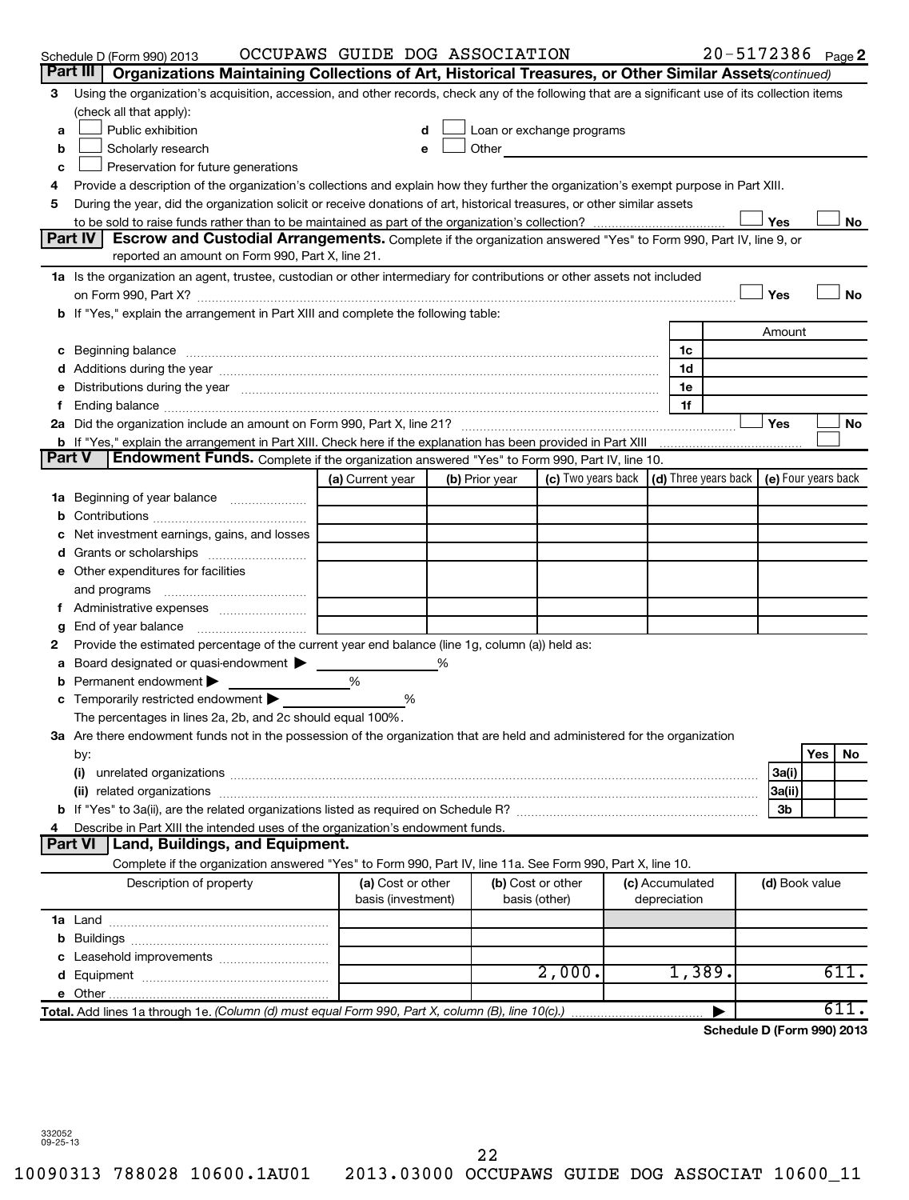Schedule D (Form 990) 2013 OCCUPAWS GUIDE DOG ASSOCIATION 20-5172386 Page 2

## Part III Organizations Maintaining Collections of Art, Historical Treasures, or Other Similar Assets *(continued)*

3 Using the organization's acquisition, accession, and other records, check any of the following that are a significant use of its collection items (check all that apply):

- a ☐ Public exhibition
- b ☐ Scholarly research
- c ☐ Preservation for future generations
- d ☐ Loan or exchange programs
- e ☐ Other

4 Provide a description of the organization's collections and explain how they further the organization's exempt purpose in Part XIII.

5 During the year, did the organization solicit or receive donations of art, historical treasures, or other similar assets to be sold to raise funds rather than to be maintained as part of the organization's collection? ☐ Yes ☐ No

## Part IV Escrow and Custodial Arrangements.

Complete if the organization answered "Yes" to Form 990, Part IV, line 9, or reported an amount on Form 990, Part X, line 21.

1a Is the organization an agent, trustee, custodian or other intermediary for contributions or other assets not included on Form 990, Part X? ☐ Yes ☐ No

b If "Yes," explain the arrangement in Part XIII and complete the following table:

| | | Amount |
|---|---|---|
| c Beginning balance | 1c | |
| d Additions during the year | 1d | |
| e Distributions during the year | 1e | |
| f Ending balance | 1f | |

2a Did the organization include an amount on Form 990, Part X, line 21? ☐ Yes ☐ No

b If "Yes," explain the arrangement in Part XIII. Check here if the explanation has been provided in Part XIII ☐

## Part V Endowment Funds.

Complete if the organization answered "Yes" to Form 990, Part IV, line 10.

| | (a) Current year | (b) Prior year | (c) Two years back | (d) Three years back | (e) Four years back |
|---|---|---|---|---|---|
| 1a Beginning of year balance | | | | | |
| b Contributions | | | | | |
| c Net investment earnings, gains, and losses | | | | | |
| d Grants or scholarships | | | | | |
| e Other expenditures for facilities and programs | | | | | |
| f Administrative expenses | | | | | |
| g End of year balance | | | | | |

2 Provide the estimated percentage of the current year end balance (line 1g, column (a)) held as:

- a Board designated or quasi-endowment ▶ ______ %
- b Permanent endowment ▶ ______ %
- c Temporarily restricted endowment ▶ ______ %

The percentages in lines 2a, 2b, and 2c should equal 100%.

3a Are there endowment funds not in the possession of the organization that are held and administered for the organization by:

| | | Yes | No |
|---|---|---|---|
| (i) unrelated organizations | 3a(i) | | |
| (ii) related organizations | 3a(ii) | | |
| b If "Yes" to 3a(ii), are the related organizations listed as required on Schedule R? | 3b | | |

4 Describe in Part XIII the intended uses of the organization's endowment funds.

## Part VI Land, Buildings, and Equipment.

Complete if the organization answered "Yes" to Form 990, Part IV, line 11a. See Form 990, Part X, line 10.

| Description of property | (a) Cost or other basis (investment) | (b) Cost or other basis (other) | (c) Accumulated depreciation | (d) Book value |
|---|---|---|---|---|
| 1a Land | | | | |
| b Buildings | | | | |
| c Leasehold improvements | | | | |
| d Equipment | | 2,000. | 1,389. | 611. |
| e Other | | | | |
| **Total.** Add lines 1a through 1e. *(Column (d) must equal Form 990, Part X, column (B), line 10(c).)* | | | ▶ | 611. |

**Schedule D (Form 990) 2013**

332052
09-25-13

10090313 788028 10600.1AU01 2013.03000 OCCUPAWS GUIDE DOG ASSOCIAT 10600_11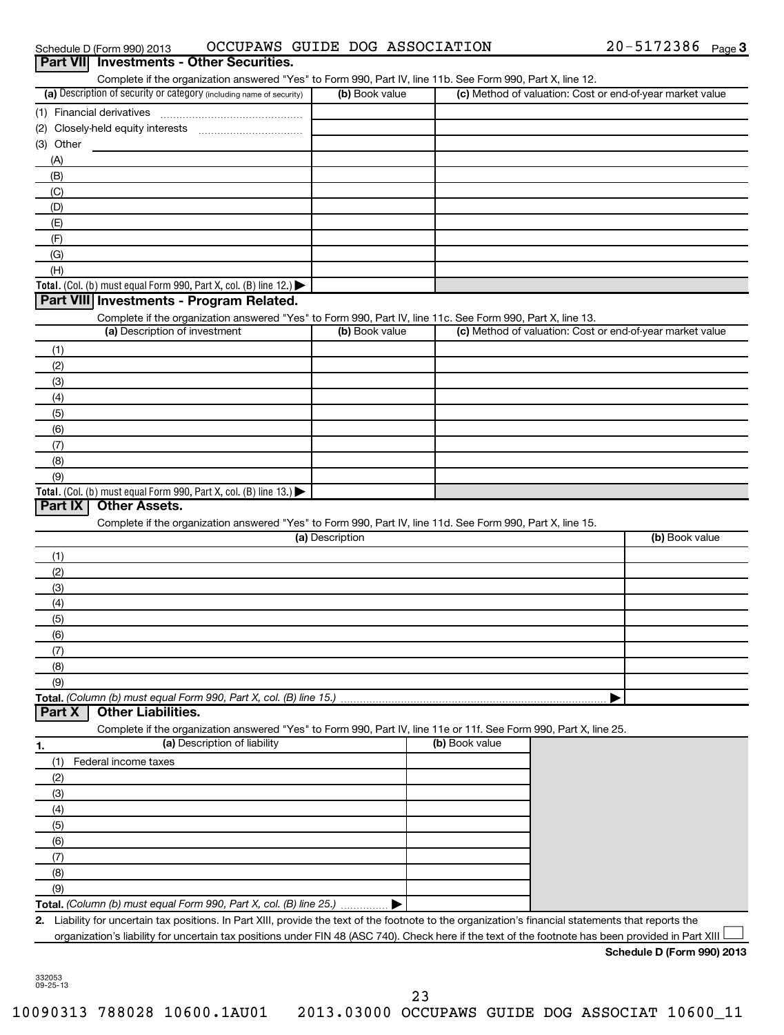Schedule D (Form 990) 2013 OCCUPAWS GUIDE DOG ASSOCIATION 20-5172386

## Part VII Investments - Other Securities.

Complete if the organization answered "Yes" to Form 990, Part IV, line 11b. See Form 990, Part X, line 12.

| (a) Description of security or category (including name of security) | (b) Book value | (c) Method of valuation: Cost or end-of-year market value |
|---|---|---|
| (1) Financial derivatives | | |
| (2) Closely-held equity interests | | |
| (3) Other | | |
| (A) | | |
| (B) | | |
| (C) | | |
| (D) | | |
| (E) | | |
| (F) | | |
| (G) | | |
| (H) | | |
| **Total.** (Col. (b) must equal Form 990, Part X, col. (B) line 12.) ▶ | | |

## Part VIII Investments - Program Related.

Complete if the organization answered "Yes" to Form 990, Part IV, line 11c. See Form 990, Part X, line 13.

| (a) Description of investment | (b) Book value | (c) Method of valuation: Cost or end-of-year market value |
|---|---|---|
| (1) | | |
| (2) | | |
| (3) | | |
| (4) | | |
| (5) | | |
| (6) | | |
| (7) | | |
| (8) | | |
| (9) | | |
| **Total.** (Col. (b) must equal Form 990, Part X, col. (B) line 13.) ▶ | | |

## Part IX Other Assets.

Complete if the organization answered "Yes" to Form 990, Part IV, line 11d. See Form 990, Part X, line 15.

| (a) Description | (b) Book value |
|---|---|
| (1) | |
| (2) | |
| (3) | |
| (4) | |
| (5) | |
| (6) | |
| (7) | |
| (8) | |
| (9) | |
| **Total.** *(Column (b) must equal Form 990, Part X, col. (B) line 15.)* ▶ | |

## Part X Other Liabilities.

Complete if the organization answered "Yes" to Form 990, Part IV, line 11e or 11f. See Form 990, Part X, line 25.

| 1. (a) Description of liability | (b) Book value |
|---|---|
| (1) Federal income taxes | |
| (2) | |
| (3) | |
| (4) | |
| (5) | |
| (6) | |
| (7) | |
| (8) | |
| (9) | |
| **Total.** *(Column (b) must equal Form 990, Part X, col. (B) line 25.)* ▶ | |

**2.** Liability for uncertain tax positions. In Part XIII, provide the text of the footnote to the organization's financial statements that reports the organization's liability for uncertain tax positions under FIN 48 (ASC 740). Check here if the text of the footnote has been provided in Part XIII ☐

**Schedule D (Form 990) 2013**

332053 09-25-13

10090313 788028 10600.1AU01 2013.03000 OCCUPAWS GUIDE DOG ASSOCIAT 10600_11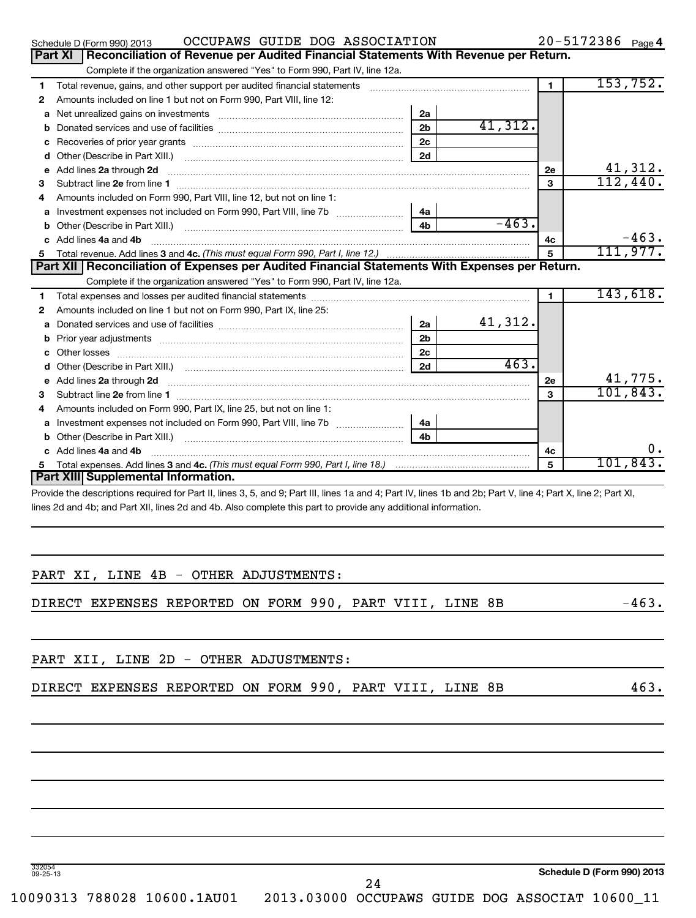Schedule D (Form 990) 2013 OCCUPAWS GUIDE DOG ASSOCIATION 20-5172386 Page 4

## Part XI Reconciliation of Revenue per Audited Financial Statements With Revenue per Return.

Complete if the organization answered "Yes" to Form 990, Part IV, line 12a.

| | | | | | |
|---|---|---|---|---|---|
| 1 | Total revenue, gains, and other support per audited financial statements | | | 1 | 153,752. |
| 2 | Amounts included on line 1 but not on Form 990, Part VIII, line 12: | | | | |
| a | Net unrealized gains on investments | 2a | | | |
| b | Donated services and use of facilities | 2b | 41,312. | | |
| c | Recoveries of prior year grants | 2c | | | |
| d | Other (Describe in Part XIII.) | 2d | | | |
| e | Add lines 2a through 2d | | | 2e | 41,312. |
| 3 | Subtract line 2e from line 1 | | | 3 | 112,440. |
| 4 | Amounts included on Form 990, Part VIII, line 12, but not on line 1: | | | | |
| a | Investment expenses not included on Form 990, Part VIII, line 7b | 4a | | | |
| b | Other (Describe in Part XIII.) | 4b | -463. | | |
| c | Add lines 4a and 4b | | | 4c | -463. |
| 5 | Total revenue. Add lines 3 and 4c. *(This must equal Form 990, Part I, line 12.)* | | | 5 | 111,977. |

## Part XII Reconciliation of Expenses per Audited Financial Statements With Expenses per Return.

Complete if the organization answered "Yes" to Form 990, Part IV, line 12a.

| | | | | | |
|---|---|---|---|---|---|
| 1 | Total expenses and losses per audited financial statements | | | 1 | 143,618. |
| 2 | Amounts included on line 1 but not on Form 990, Part IX, line 25: | | | | |
| a | Donated services and use of facilities | 2a | 41,312. | | |
| b | Prior year adjustments | 2b | | | |
| c | Other losses | 2c | | | |
| d | Other (Describe in Part XIII.) | 2d | 463. | | |
| e | Add lines 2a through 2d | | | 2e | 41,775. |
| 3 | Subtract line 2e from line 1 | | | 3 | 101,843. |
| 4 | Amounts included on Form 990, Part IX, line 25, but not on line 1: | | | | |
| a | Investment expenses not included on Form 990, Part VIII, line 7b | 4a | | | |
| b | Other (Describe in Part XIII.) | 4b | | | |
| c | Add lines 4a and 4b | | | 4c | 0. |
| 5 | Total expenses. Add lines 3 and 4c. *(This must equal Form 990, Part I, line 18.)* | | | 5 | 101,843. |

## Part XIII Supplemental Information.

Provide the descriptions required for Part II, lines 3, 5, and 9; Part III, lines 1a and 4; Part IV, lines 1b and 2b; Part V, line 4; Part X, line 2; Part XI, lines 2d and 4b; and Part XII, lines 2d and 4b. Also complete this part to provide any additional information.

PART XI, LINE 4B - OTHER ADJUSTMENTS:

DIRECT EXPENSES REPORTED ON FORM 990, PART VIII, LINE 8B -463.

PART XII, LINE 2D - OTHER ADJUSTMENTS:

DIRECT EXPENSES REPORTED ON FORM 990, PART VIII, LINE 8B 463.

332054 09-25-13 **Schedule D (Form 990) 2013**

10090313 788028 10600.1AU01 2013.03000 OCCUPAWS GUIDE DOG ASSOCIAT 10600_11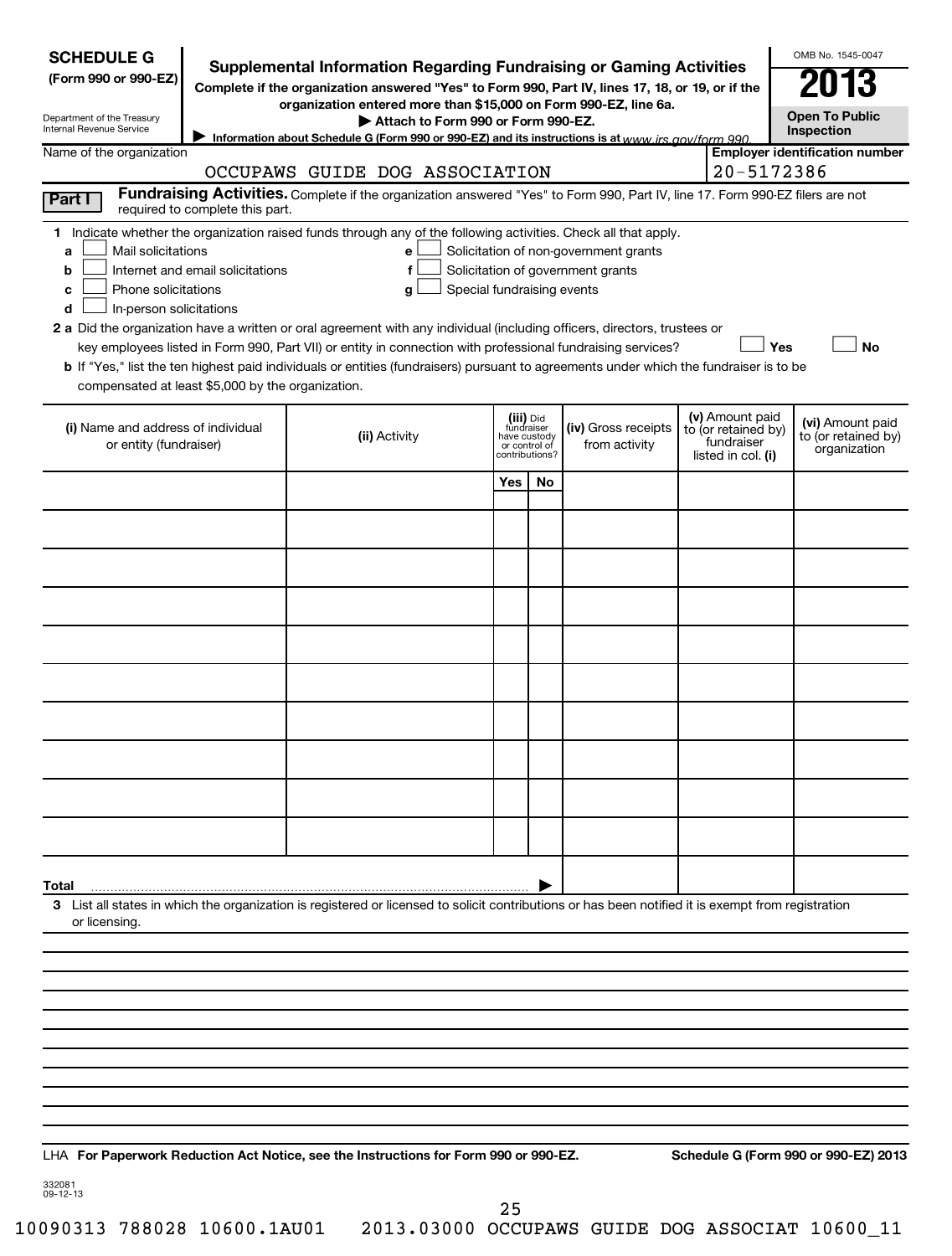**SCHEDULE G (Form 990 or 990-EZ)**

Department of the Treasury
Internal Revenue Service

# Supplemental Information Regarding Fundraising or Gaming Activities

**Complete if the organization answered "Yes" to Form 990, Part IV, lines 17, 18, or 19, or if the organization entered more than $15,000 on Form 990-EZ, line 6a.**

**▶ Attach to Form 990 or Form 990-EZ.**

**▶ Information about Schedule G (Form 990 or 990-EZ) and its instructions is at** www.irs.gov/form990.

OMB No. 1545-0047

**2013**

**Open To Public Inspection**

Name of the organization: OCCUPAWS GUIDE DOG ASSOCIATION

Employer identification number: 20-5172386

**Part I** **Fundraising Activities.** Complete if the organization answered "Yes" to Form 990, Part IV, line 17. Form 990-EZ filers are not required to complete this part.

1 Indicate whether the organization raised funds through any of the following activities. Check all that apply.

- a ☐ Mail solicitations
- b ☐ Internet and email solicitations
- c ☐ Phone solicitations
- d ☐ In-person solicitations
- e ☐ Solicitation of non-government grants
- f ☐ Solicitation of government grants
- g ☐ Special fundraising events

2 a Did the organization have a written or oral agreement with any individual (including officers, directors, trustees or key employees listed in Form 990, Part VII) or entity in connection with professional fundraising services? ☐ Yes ☐ No

b If "Yes," list the ten highest paid individuals or entities (fundraisers) pursuant to agreements under which the fundraiser is to be compensated at least $5,000 by the organization.

| (i) Name and address of individual or entity (fundraiser) | (ii) Activity | (iii) Did fundraiser have custody or control of contributions? | | (iv) Gross receipts from activity | (v) Amount paid to (or retained by) fundraiser listed in col. (i) | (vi) Amount paid to (or retained by) organization |
|---|---|---|---|---|---|---|
| | | Yes | No | | | |
| | | | | | | |
| | | | | | | |
| | | | | | | |
| | | | | | | |
| | | | | | | |
| | | | | | | |
| | | | | | | |
| | | | | | | |
| | | | | | | |
| | | | | | | |
| **Total** ▶ | | | | | | |

3 List all states in which the organization is registered or licensed to solicit contributions or has been notified it is exempt from registration or licensing.

LHA **For Paperwork Reduction Act Notice, see the Instructions for Form 990 or 990-EZ.** **Schedule G (Form 990 or 990-EZ) 2013**

332081
09-12-13

10090313 788028 10600.1AU01 2013.03000 OCCUPAWS GUIDE DOG ASSOCIAT 10600_11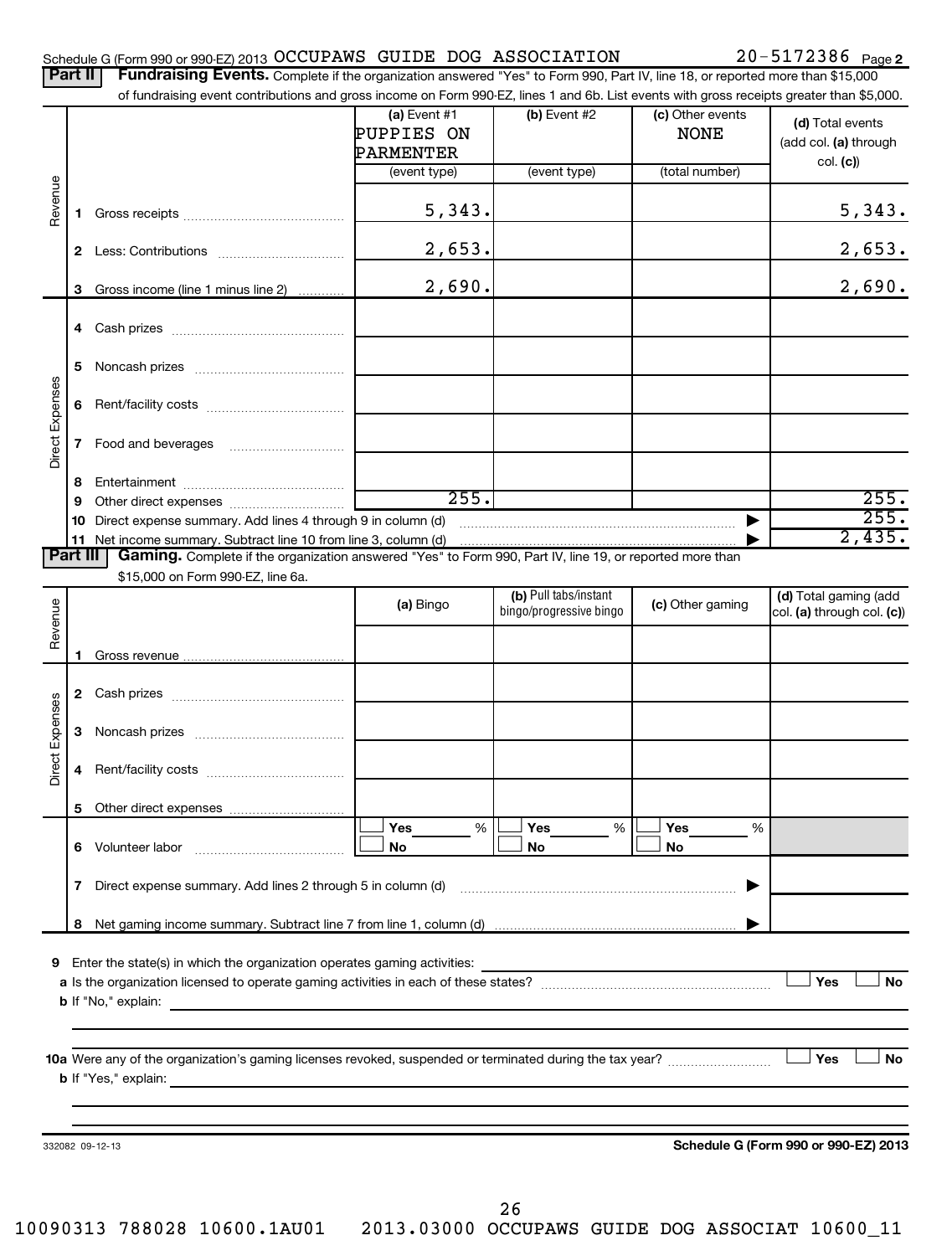Schedule G (Form 990 or 990-EZ) 2013 OCCUPAWS GUIDE DOG ASSOCIATION 20-5172386 Page 2

**Part II** **Fundraising Events.** Complete if the organization answered "Yes" to Form 990, Part IV, line 18, or reported more than $15,000 of fundraising event contributions and gross income on Form 990-EZ, lines 1 and 6b. List events with gross receipts greater than $5,000.

| | | (a) Event #1 PUPPIES ON PARMENTER (event type) | (b) Event #2 (event type) | (c) Other events NONE (total number) | (d) Total events (add col. (a) through col. (c)) |
|---|---|---|---|---|---|
| Revenue | 1 Gross receipts | 5,343. | | | 5,343. |
| | 2 Less: Contributions | 2,653. | | | 2,653. |
| | 3 Gross income (line 1 minus line 2) | 2,690. | | | 2,690. |
| Direct Expenses | 4 Cash prizes | | | | |
| | 5 Noncash prizes | | | | |
| | 6 Rent/facility costs | | | | |
| | 7 Food and beverages | | | | |
| | 8 Entertainment | | | | |
| | 9 Other direct expenses | 255. | | | 255. |
| | 10 Direct expense summary. Add lines 4 through 9 in column (d) | | | ▶ | 255. |
| | 11 Net income summary. Subtract line 10 from line 3, column (d) | | | ▶ | 2,435. |

**Part III** **Gaming.** Complete if the organization answered "Yes" to Form 990, Part IV, line 19, or reported more than $15,000 on Form 990-EZ, line 6a.

| | | (a) Bingo | (b) Pull tabs/instant bingo/progressive bingo | (c) Other gaming | (d) Total gaming (add col. (a) through col. (c)) |
|---|---|---|---|---|---|
| Revenue | 1 Gross revenue | | | | |
| Direct Expenses | 2 Cash prizes | | | | |
| | 3 Noncash prizes | | | | |
| | 4 Rent/facility costs | | | | |
| | 5 Other direct expenses | | | | |
| | 6 Volunteer labor | ☐ Yes ___ % ☐ No | ☐ Yes ___ % ☐ No | ☐ Yes ___ % ☐ No | |
| | 7 Direct expense summary. Add lines 2 through 5 in column (d) | | | ▶ | |
| | 8 Net gaming income summary. Subtract line 7 from line 1, column (d) | | | ▶ | |

9 Enter the state(s) in which the organization operates gaming activities:

a Is the organization licensed to operate gaming activities in each of these states? ☐ Yes ☐ No

b If "No," explain:

10a Were any of the organization's gaming licenses revoked, suspended or terminated during the tax year? ☐ Yes ☐ No

b If "Yes," explain:

332082 09-12-13 **Schedule G (Form 990 or 990-EZ) 2013**

10090313 788028 10600.1AU01 2013.03000 OCCUPAWS GUIDE DOG ASSOCIAT 10600_11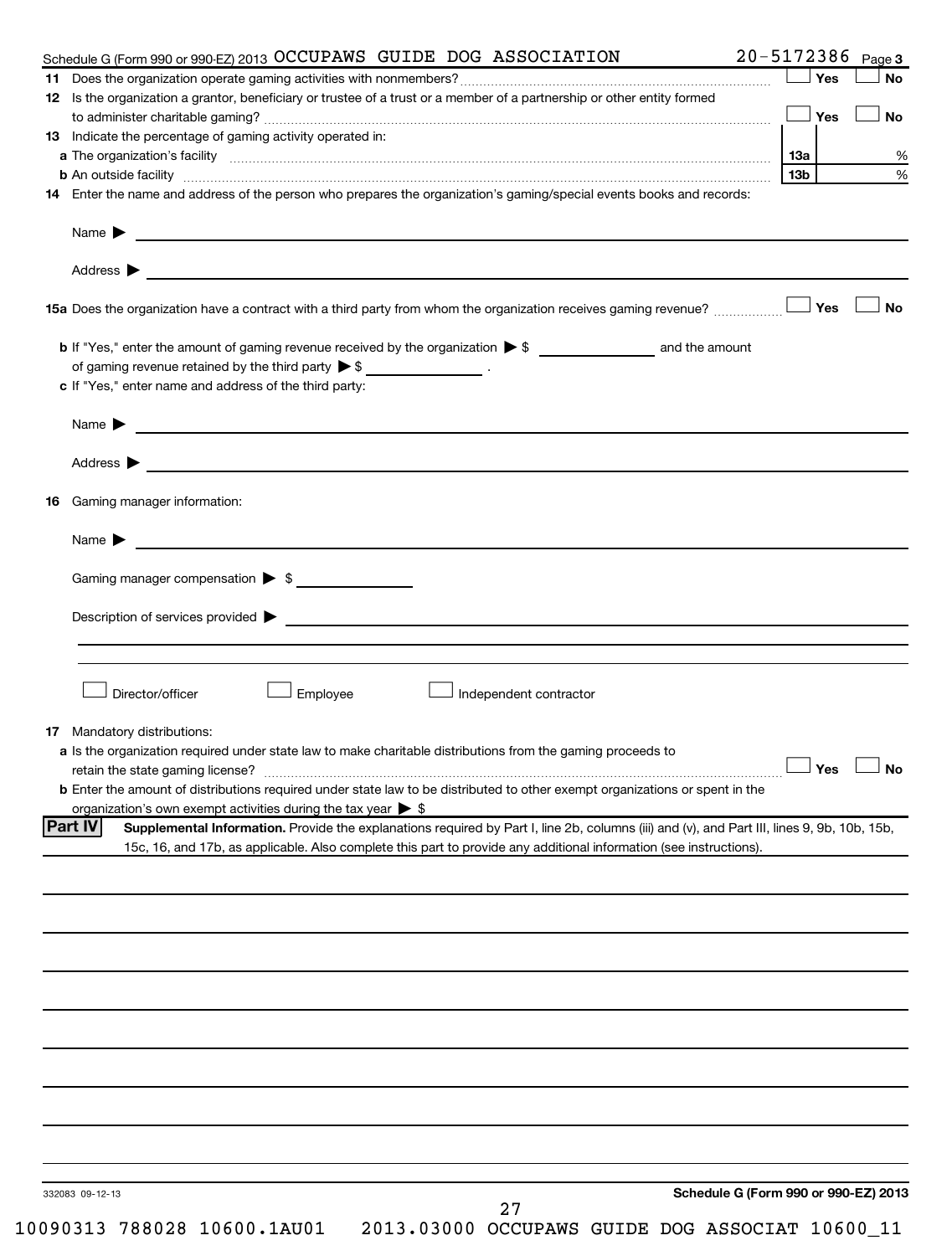Schedule G (Form 990 or 990-EZ) 2013 OCCUPAWS GUIDE DOG ASSOCIATION 20-5172386 Page **3**

**11** Does the organization operate gaming activities with nonmembers? ☐ Yes ☐ No

**12** Is the organization a grantor, beneficiary or trustee of a trust or a member of a partnership or other entity formed to administer charitable gaming? ☐ Yes ☐ No

**13** Indicate the percentage of gaming activity operated in:

**a** The organization's facility **13a** %

**b** An outside facility **13b** %

**14** Enter the name and address of the person who prepares the organization's gaming/special events books and records:

Name ▶

Address ▶

**15a** Does the organization have a contract with a third party from whom the organization receives gaming revenue? ☐ Yes ☐ No

**b** If "Yes," enter the amount of gaming revenue received by the organization ▶ $ ____________ and the amount of gaming revenue retained by the third party ▶ $ ____________ .

**c** If "Yes," enter name and address of the third party:

Name ▶

Address ▶

**16** Gaming manager information:

Name ▶

Gaming manager compensation ▶ $

Description of services provided ▶

☐ Director/officer ☐ Employee ☐ Independent contractor

**17** Mandatory distributions:

**a** Is the organization required under state law to make charitable distributions from the gaming proceeds to retain the state gaming license? ☐ Yes ☐ No

**b** Enter the amount of distributions required under state law to be distributed to other exempt organizations or spent in the organization's own exempt activities during the tax year ▶ $

**Part IV** **Supplemental Information.** Provide the explanations required by Part I, line 2b, columns (iii) and (v), and Part III, lines 9, 9b, 10b, 15b, 15c, 16, and 17b, as applicable. Also complete this part to provide any additional information (see instructions).

332083 09-12-13 **Schedule G (Form 990 or 990-EZ) 2013**

10090313 788028 10600.1AU01 2013.03000 OCCUPAWS GUIDE DOG ASSOCIAT 10600_11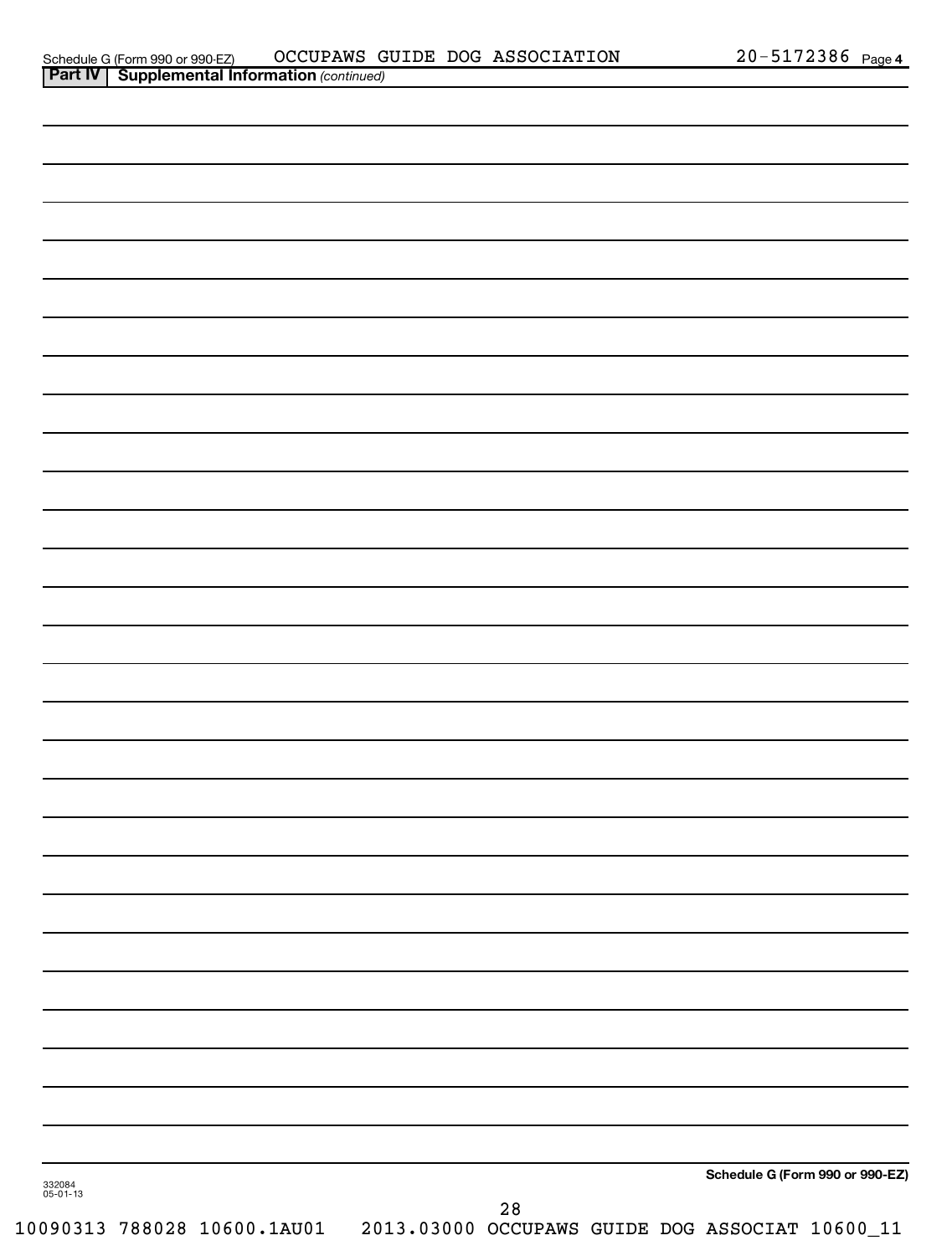**Part IV | Supplemental Information** *(continued)*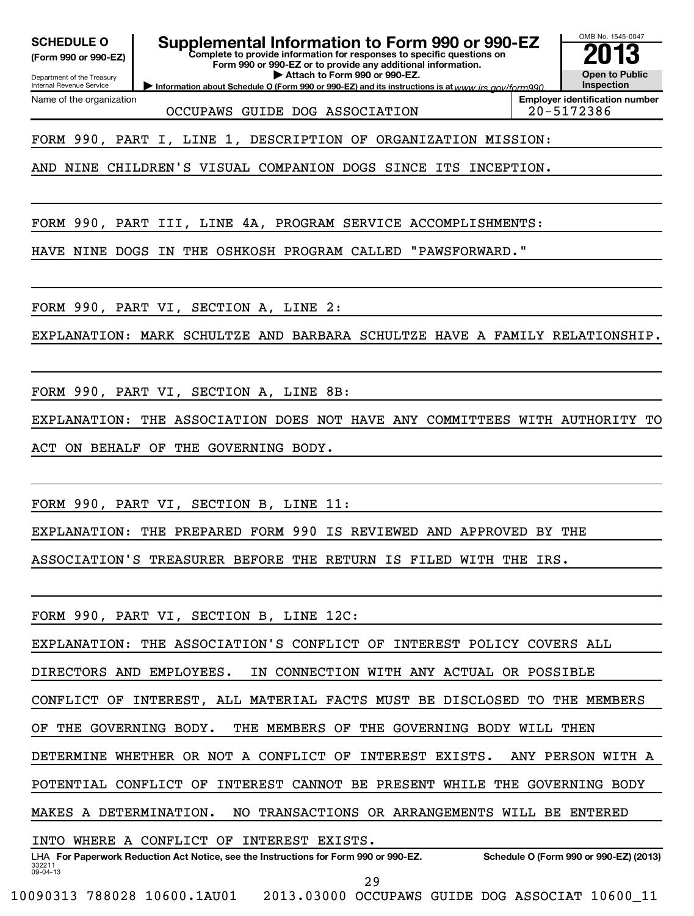**SCHEDULE O**
**(Form 990 or 990-EZ)**

Department of the Treasury
Internal Revenue Service

# Supplemental Information to Form 990 or 990-EZ

**Complete to provide information for responses to specific questions on Form 990 or 990-EZ or to provide any additional information.**
**▶ Attach to Form 990 or 990-EZ.**
**▶ Information about Schedule O (Form 990 or 990-EZ) and its instructions is at** www.irs.gov/form990.

OMB No. 1545-0047
**2013**
**Open to Public Inspection**

Name of the organization: OCCUPAWS GUIDE DOG ASSOCIATION
**Employer identification number:** 20-5172386

FORM 990, PART I, LINE 1, DESCRIPTION OF ORGANIZATION MISSION:

AND NINE CHILDREN'S VISUAL COMPANION DOGS SINCE ITS INCEPTION.

FORM 990, PART III, LINE 4A, PROGRAM SERVICE ACCOMPLISHMENTS:

HAVE NINE DOGS IN THE OSHKOSH PROGRAM CALLED "PAWSFORWARD."

FORM 990, PART VI, SECTION A, LINE 2:

EXPLANATION: MARK SCHULTZE AND BARBARA SCHULTZE HAVE A FAMILY RELATIONSHIP.

FORM 990, PART VI, SECTION A, LINE 8B:

EXPLANATION: THE ASSOCIATION DOES NOT HAVE ANY COMMITTEES WITH AUTHORITY TO ACT ON BEHALF OF THE GOVERNING BODY.

FORM 990, PART VI, SECTION B, LINE 11:

EXPLANATION: THE PREPARED FORM 990 IS REVIEWED AND APPROVED BY THE ASSOCIATION'S TREASURER BEFORE THE RETURN IS FILED WITH THE IRS.

FORM 990, PART VI, SECTION B, LINE 12C:

EXPLANATION: THE ASSOCIATION'S CONFLICT OF INTEREST POLICY COVERS ALL DIRECTORS AND EMPLOYEES. IN CONNECTION WITH ANY ACTUAL OR POSSIBLE CONFLICT OF INTEREST, ALL MATERIAL FACTS MUST BE DISCLOSED TO THE MEMBERS OF THE GOVERNING BODY. THE MEMBERS OF THE GOVERNING BODY WILL THEN DETERMINE WHETHER OR NOT A CONFLICT OF INTEREST EXISTS. ANY PERSON WITH A POTENTIAL CONFLICT OF INTEREST CANNOT BE PRESENT WHILE THE GOVERNING BODY MAKES A DETERMINATION. NO TRANSACTIONS OR ARRANGEMENTS WILL BE ENTERED INTO WHERE A CONFLICT OF INTEREST EXISTS.

LHA **For Paperwork Reduction Act Notice, see the Instructions for Form 990 or 990-EZ.** **Schedule O (Form 990 or 990-EZ) (2013)**
332211 09-04-13

10090313 788028 10600.1AU01 2013.03000 OCCUPAWS GUIDE DOG ASSOCIAT 10600_11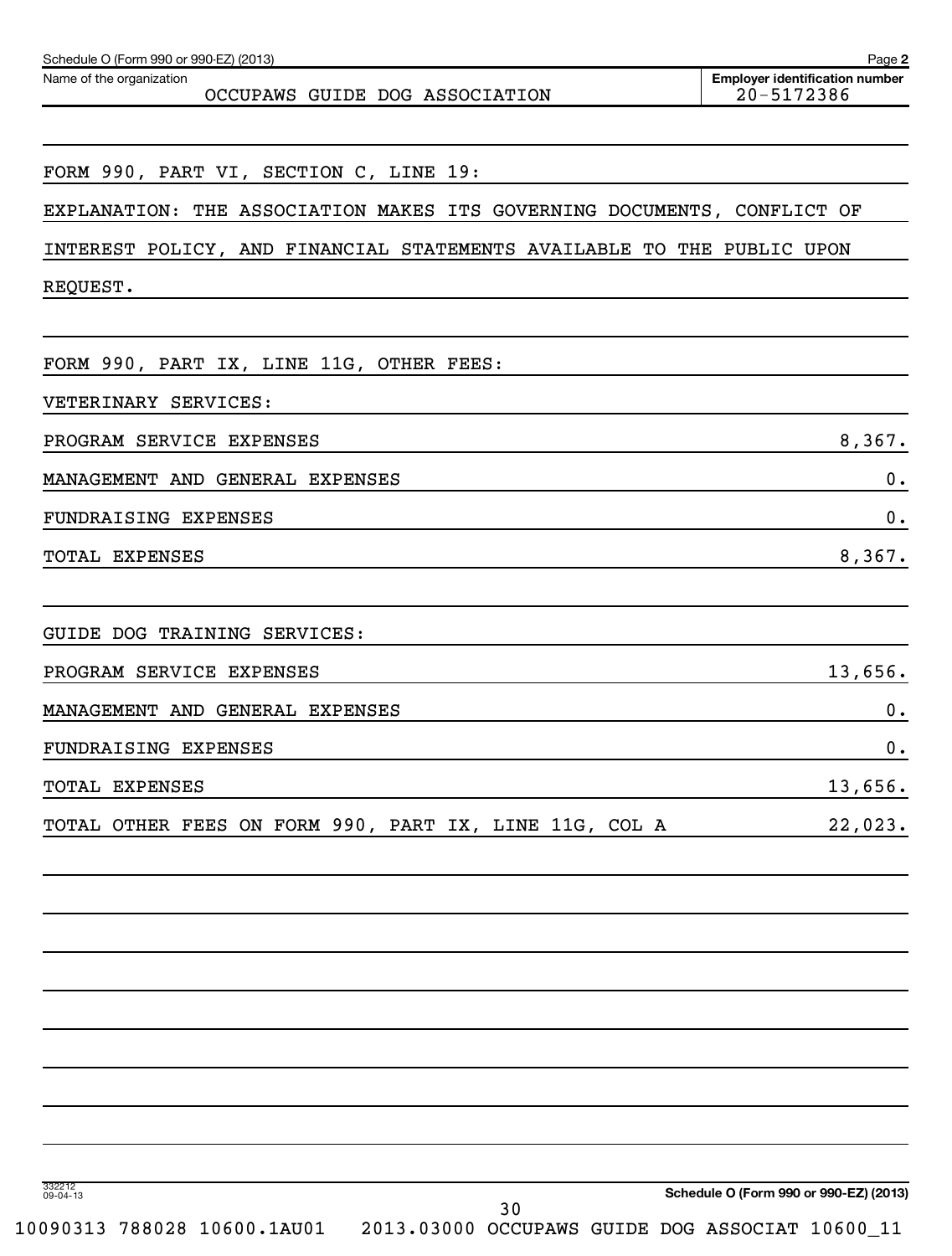Schedule O (Form 990 or 990-EZ) (2013)

Name of the organization: OCCUPAWS GUIDE DOG ASSOCIATION

Employer identification number: 20-5172386

FORM 990, PART VI, SECTION C, LINE 19:

EXPLANATION: THE ASSOCIATION MAKES ITS GOVERNING DOCUMENTS, CONFLICT OF INTEREST POLICY, AND FINANCIAL STATEMENTS AVAILABLE TO THE PUBLIC UPON REQUEST.

FORM 990, PART IX, LINE 11G, OTHER FEES:

| | |
|---|---|
| VETERINARY SERVICES: | |
| PROGRAM SERVICE EXPENSES | 8,367. |
| MANAGEMENT AND GENERAL EXPENSES | 0. |
| FUNDRAISING EXPENSES | 0. |
| TOTAL EXPENSES | 8,367. |
| GUIDE DOG TRAINING SERVICES: | |
| PROGRAM SERVICE EXPENSES | 13,656. |
| MANAGEMENT AND GENERAL EXPENSES | 0. |
| FUNDRAISING EXPENSES | 0. |
| TOTAL EXPENSES | 13,656. |
| TOTAL OTHER FEES ON FORM 990, PART IX, LINE 11G, COL A | 22,023. |

332212 09-04-13

Schedule O (Form 990 or 990-EZ) (2013)

10090313 788028 10600.1AU01 2013.03000 OCCUPAWS GUIDE DOG ASSOCIAT 10600_11